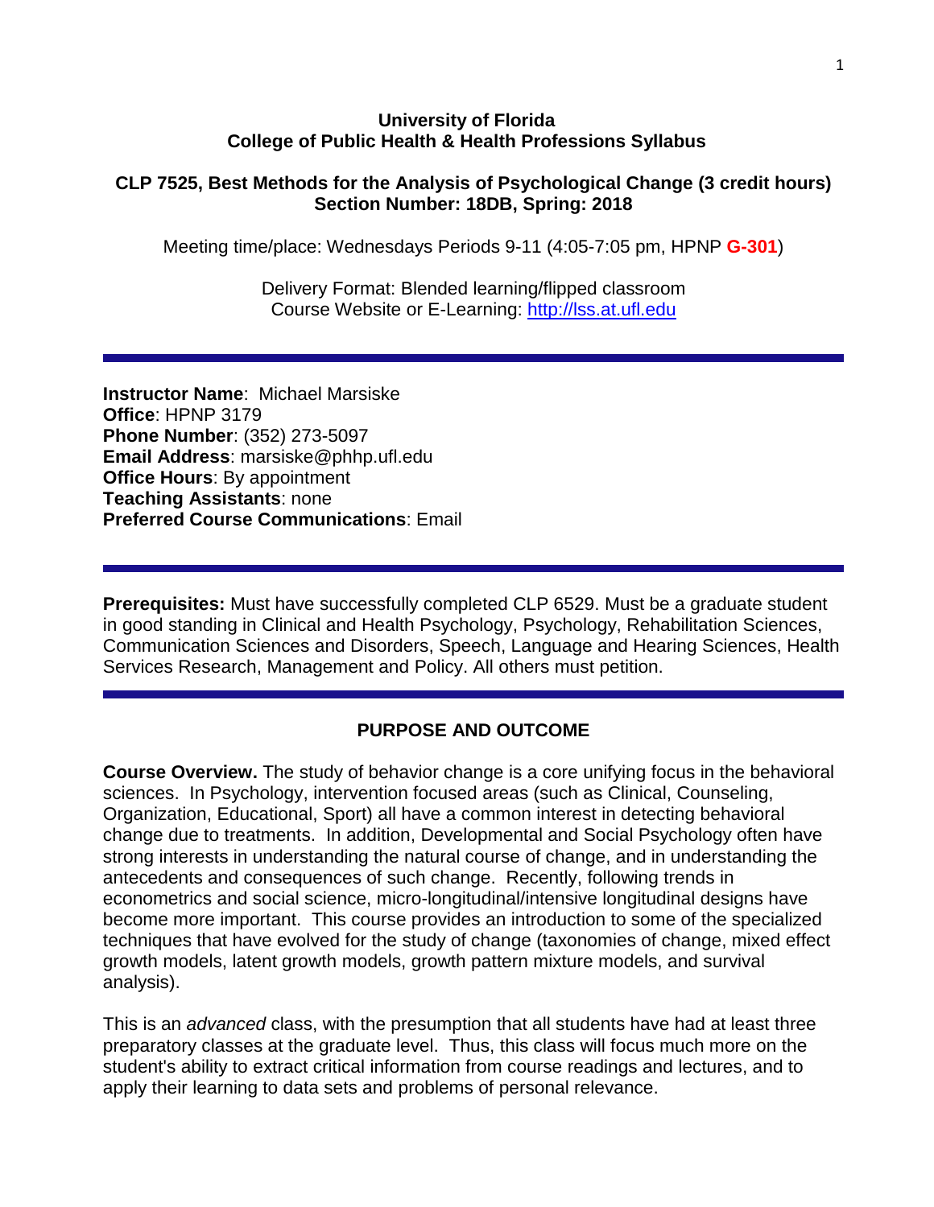**University of Florida**
**College of Public Health & Health Professions Syllabus**

**CLP 7525, Best Methods for the Analysis of Psychological Change (3 credit hours)**
**Section Number: 18DB, Spring: 2018**

Meeting time/place: Wednesdays Periods 9-11 (4:05-7:05 pm, HPNP **G-301**)

Delivery Format: Blended learning/flipped classroom
Course Website or E-Learning: http://lss.at.ufl.edu

---

**Instructor Name**: Michael Marsiske
**Office**: HPNP 3179
**Phone Number**: (352) 273-5097
**Email Address**: marsiske@phhp.ufl.edu
**Office Hours**: By appointment
**Teaching Assistants**: none
**Preferred Course Communications**: Email

---

**Prerequisites:** Must have successfully completed CLP 6529. Must be a graduate student in good standing in Clinical and Health Psychology, Psychology, Rehabilitation Sciences, Communication Sciences and Disorders, Speech, Language and Hearing Sciences, Health Services Research, Management and Policy. All others must petition.

---

## PURPOSE AND OUTCOME

**Course Overview.** The study of behavior change is a core unifying focus in the behavioral sciences. In Psychology, intervention focused areas (such as Clinical, Counseling, Organization, Educational, Sport) all have a common interest in detecting behavioral change due to treatments. In addition, Developmental and Social Psychology often have strong interests in understanding the natural course of change, and in understanding the antecedents and consequences of such change. Recently, following trends in econometrics and social science, micro-longitudinal/intensive longitudinal designs have become more important. This course provides an introduction to some of the specialized techniques that have evolved for the study of change (taxonomies of change, mixed effect growth models, latent growth models, growth pattern mixture models, and survival analysis).

This is an *advanced* class, with the presumption that all students have had at least three preparatory classes at the graduate level. Thus, this class will focus much more on the student's ability to extract critical information from course readings and lectures, and to apply their learning to data sets and problems of personal relevance.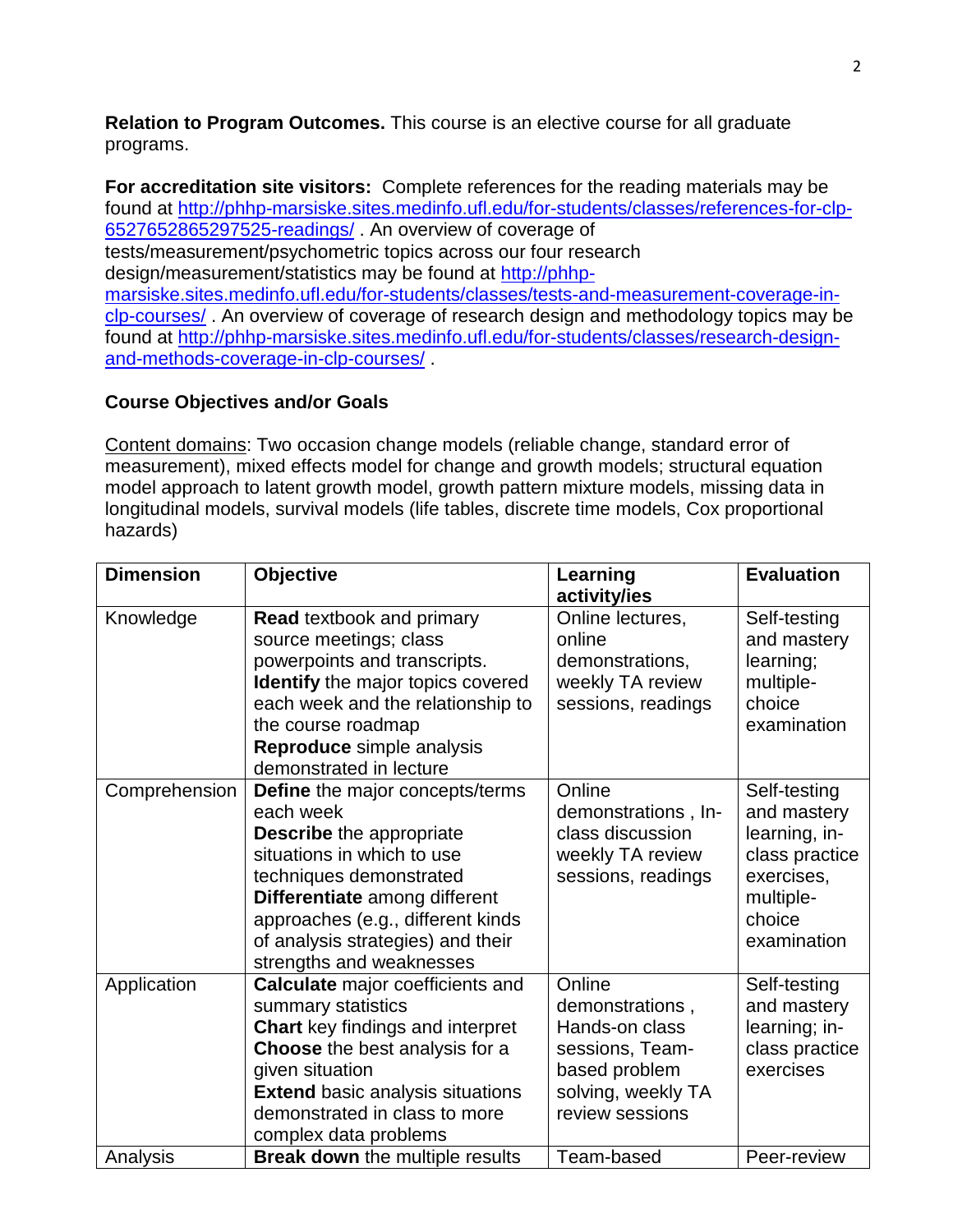**Relation to Program Outcomes.** This course is an elective course for all graduate programs.

**For accreditation site visitors:** Complete references for the reading materials may be found at http://phhp-marsiske.sites.medinfo.ufl.edu/for-students/classes/references-for-clp-6527652865297525-readings/ . An overview of coverage of tests/measurement/psychometric topics across our four research design/measurement/statistics may be found at http://phhp-marsiske.sites.medinfo.ufl.edu/for-students/classes/tests-and-measurement-coverage-in-clp-courses/ . An overview of coverage of research design and methodology topics may be found at http://phhp-marsiske.sites.medinfo.ufl.edu/for-students/classes/research-design-and-methods-coverage-in-clp-courses/ .

**Course Objectives and/or Goals**

Content domains: Two occasion change models (reliable change, standard error of measurement), mixed effects model for change and growth models; structural equation model approach to latent growth model, growth pattern mixture models, missing data in longitudinal models, survival models (life tables, discrete time models, Cox proportional hazards)

| Dimension | Objective | Learning activity/ies | Evaluation |
|---|---|---|---|
| Knowledge | **Read** textbook and primary source meetings; class powerpoints and transcripts. **Identify** the major topics covered each week and the relationship to the course roadmap **Reproduce** simple analysis demonstrated in lecture | Online lectures, online demonstrations, weekly TA review sessions, readings | Self-testing and mastery learning; multiple-choice examination |
| Comprehension | **Define** the major concepts/terms each week **Describe** the appropriate situations in which to use techniques demonstrated **Differentiate** among different approaches (e.g., different kinds of analysis strategies) and their strengths and weaknesses | Online demonstrations , In-class discussion weekly TA review sessions, readings | Self-testing and mastery learning, in-class practice exercises, multiple-choice examination |
| Application | **Calculate** major coefficients and summary statistics **Chart** key findings and interpret **Choose** the best analysis for a given situation **Extend** basic analysis situations demonstrated in class to more complex data problems | Online demonstrations , Hands-on class sessions, Team-based problem solving, weekly TA review sessions | Self-testing and mastery learning; in-class practice exercises |
| Analysis | **Break down** the multiple results | Team-based | Peer-review |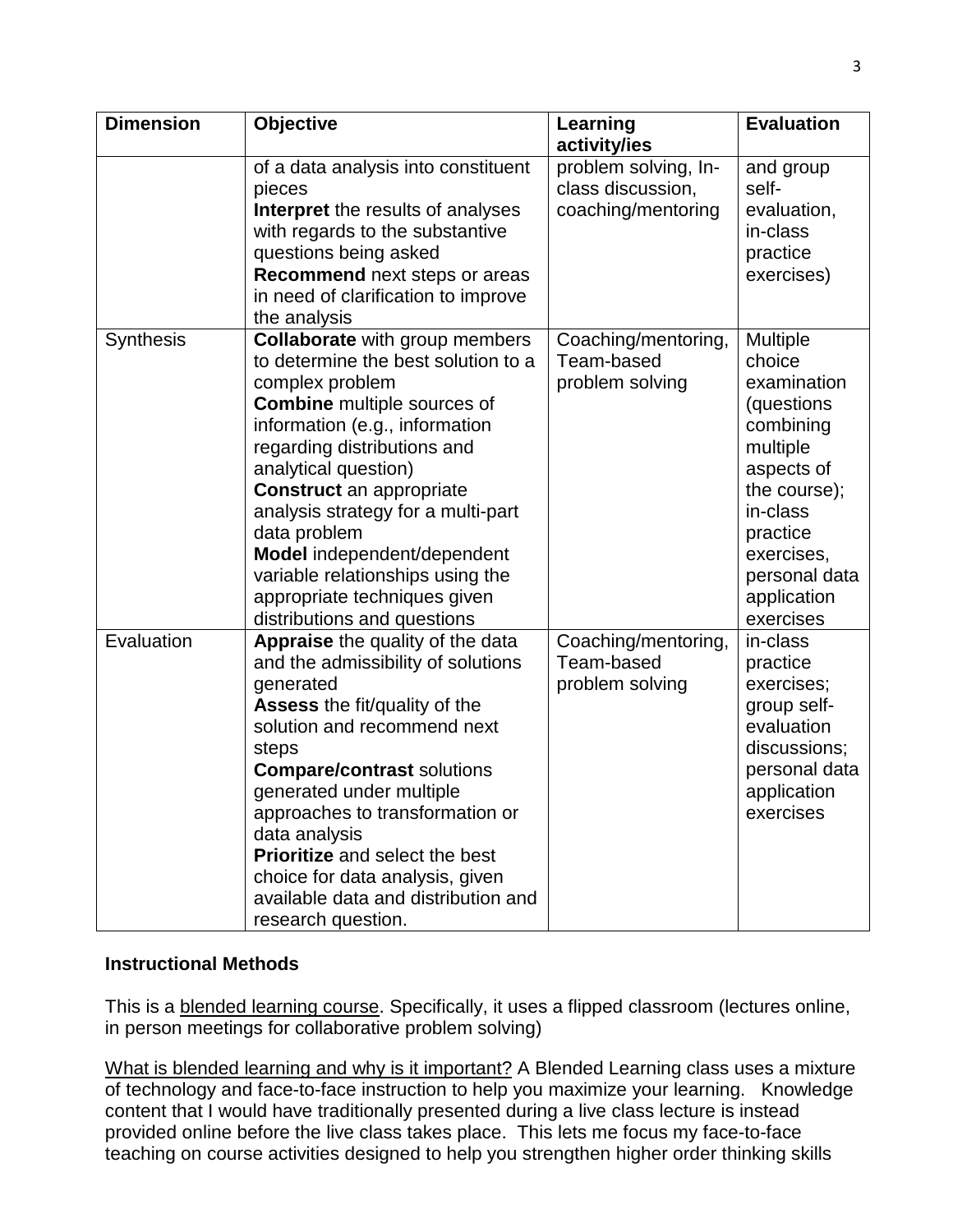| Dimension | Objective | Learning activity/ies | Evaluation |
|---|---|---|---|
| | of a data analysis into constituent pieces **Interpret** the results of analyses with regards to the substantive questions being asked **Recommend** next steps or areas in need of clarification to improve the analysis | problem solving, In-class discussion, coaching/mentoring | and group self-evaluation, in-class practice exercises) |
| Synthesis | **Collaborate** with group members to determine the best solution to a complex problem **Combine** multiple sources of information (e.g., information regarding distributions and analytical question) **Construct** an appropriate analysis strategy for a multi-part data problem **Model** independent/dependent variable relationships using the appropriate techniques given distributions and questions | Coaching/mentoring, Team-based problem solving | Multiple choice examination (questions combining multiple aspects of the course); in-class practice exercises, personal data application exercises |
| Evaluation | **Appraise** the quality of the data and the admissibility of solutions generated **Assess** the fit/quality of the solution and recommend next steps **Compare/contrast** solutions generated under multiple approaches to transformation or data analysis **Prioritize** and select the best choice for data analysis, given available data and distribution and research question. | Coaching/mentoring, Team-based problem solving | in-class practice exercises; group self-evaluation discussions; personal data application exercises |

**Instructional Methods**

This is a blended learning course. Specifically, it uses a flipped classroom (lectures online, in person meetings for collaborative problem solving)

What is blended learning and why is it important? A Blended Learning class uses a mixture of technology and face-to-face instruction to help you maximize your learning. Knowledge content that I would have traditionally presented during a live class lecture is instead provided online before the live class takes place. This lets me focus my face-to-face teaching on course activities designed to help you strengthen higher order thinking skills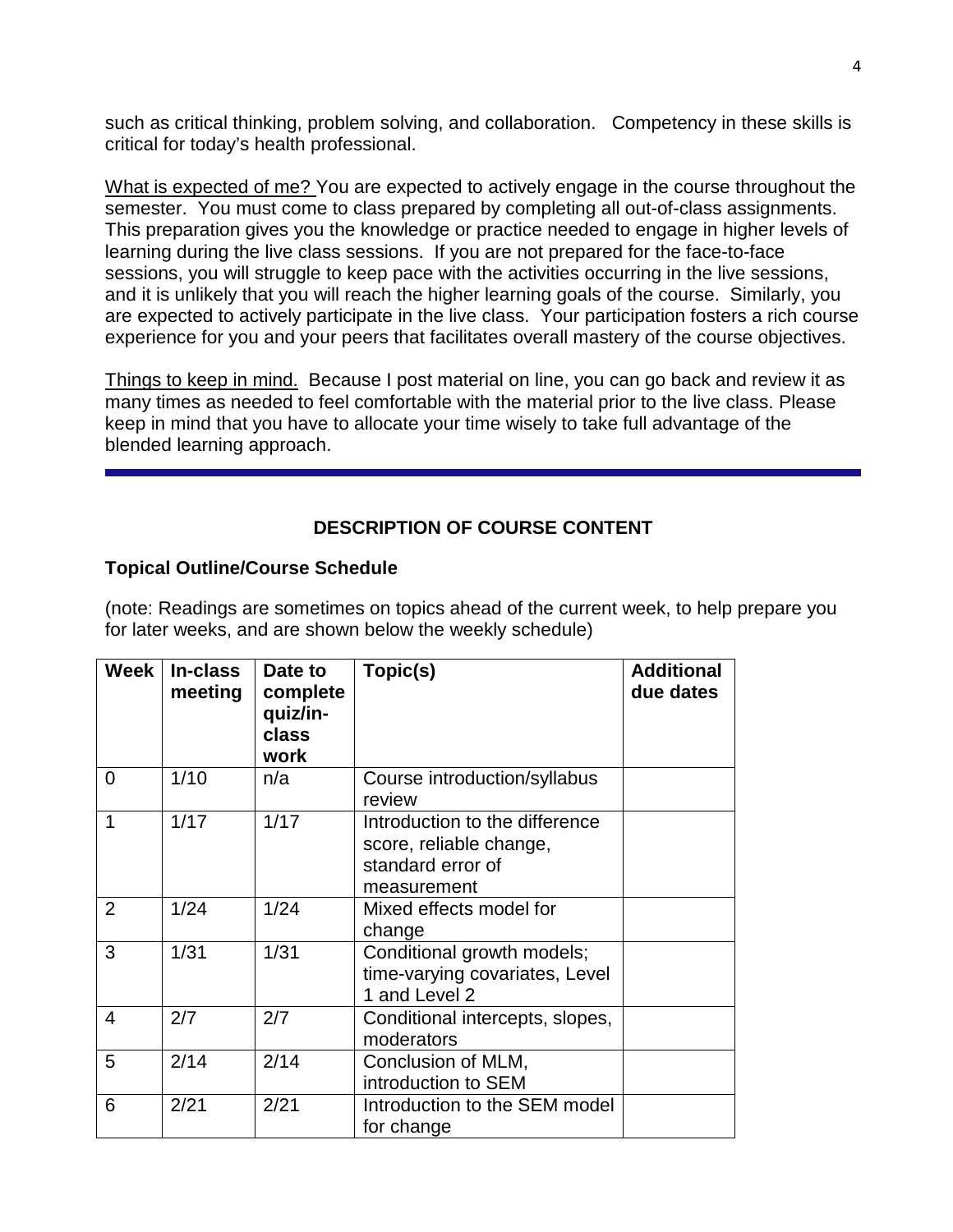such as critical thinking, problem solving, and collaboration. Competency in these skills is critical for today's health professional.

What is expected of me? You are expected to actively engage in the course throughout the semester. You must come to class prepared by completing all out-of-class assignments. This preparation gives you the knowledge or practice needed to engage in higher levels of learning during the live class sessions. If you are not prepared for the face-to-face sessions, you will struggle to keep pace with the activities occurring in the live sessions, and it is unlikely that you will reach the higher learning goals of the course. Similarly, you are expected to actively participate in the live class. Your participation fosters a rich course experience for you and your peers that facilitates overall mastery of the course objectives.

Things to keep in mind. Because I post material on line, you can go back and review it as many times as needed to feel comfortable with the material prior to the live class. Please keep in mind that you have to allocate your time wisely to take full advantage of the blended learning approach.

---

## DESCRIPTION OF COURSE CONTENT

### Topical Outline/Course Schedule

(note: Readings are sometimes on topics ahead of the current week, to help prepare you for later weeks, and are shown below the weekly schedule)

| Week | In-class meeting | Date to complete quiz/in-class work | Topic(s) | Additional due dates |
|---|---|---|---|---|
| 0 | 1/10 | n/a | Course introduction/syllabus review | |
| 1 | 1/17 | 1/17 | Introduction to the difference score, reliable change, standard error of measurement | |
| 2 | 1/24 | 1/24 | Mixed effects model for change | |
| 3 | 1/31 | 1/31 | Conditional growth models; time-varying covariates, Level 1 and Level 2 | |
| 4 | 2/7 | 2/7 | Conditional intercepts, slopes, moderators | |
| 5 | 2/14 | 2/14 | Conclusion of MLM, introduction to SEM | |
| 6 | 2/21 | 2/21 | Introduction to the SEM model for change | |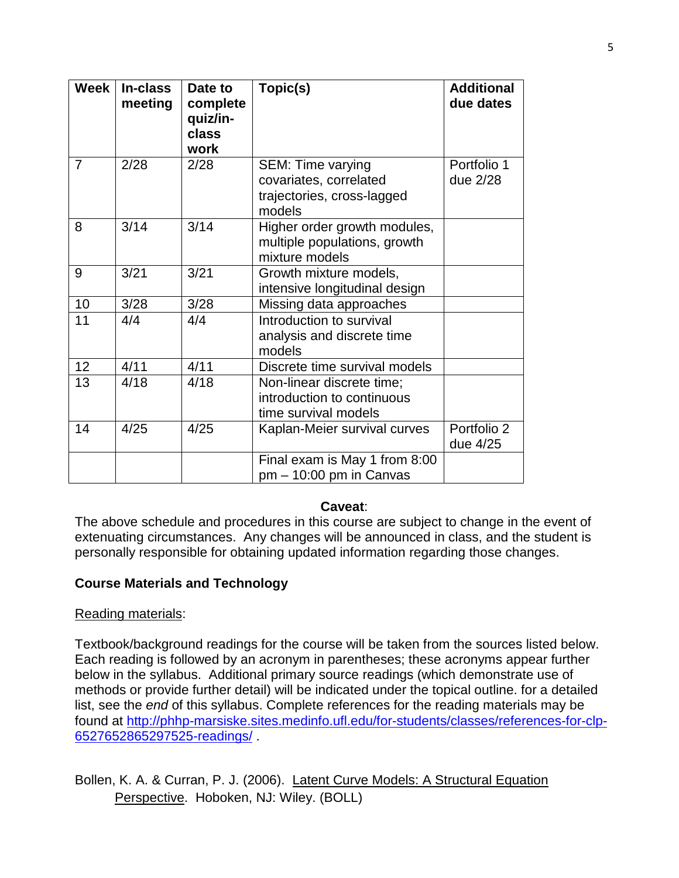| Week | In-class meeting | Date to complete quiz/in-class work | Topic(s) | Additional due dates |
|---|---|---|---|---|
| 7 | 2/28 | 2/28 | SEM: Time varying covariates, correlated trajectories, cross-lagged models | Portfolio 1 due 2/28 |
| 8 | 3/14 | 3/14 | Higher order growth modules, multiple populations, growth mixture models | |
| 9 | 3/21 | 3/21 | Growth mixture models, intensive longitudinal design | |
| 10 | 3/28 | 3/28 | Missing data approaches | |
| 11 | 4/4 | 4/4 | Introduction to survival analysis and discrete time models | |
| 12 | 4/11 | 4/11 | Discrete time survival models | |
| 13 | 4/18 | 4/18 | Non-linear discrete time; introduction to continuous time survival models | |
| 14 | 4/25 | 4/25 | Kaplan-Meier survival curves | Portfolio 2 due 4/25 |
| | | | Final exam is May 1 from 8:00 pm – 10:00 pm in Canvas | |

**Caveat**:

The above schedule and procedures in this course are subject to change in the event of extenuating circumstances. Any changes will be announced in class, and the student is personally responsible for obtaining updated information regarding those changes.

**Course Materials and Technology**

Reading materials:

Textbook/background readings for the course will be taken from the sources listed below. Each reading is followed by an acronym in parentheses; these acronyms appear further below in the syllabus. Additional primary source readings (which demonstrate use of methods or provide further detail) will be indicated under the topical outline. for a detailed list, see the *end* of this syllabus. Complete references for the reading materials may be found at http://phhp-marsiske.sites.medinfo.ufl.edu/for-students/classes/references-for-clp-6527652865297525-readings/ .

Bollen, K. A. & Curran, P. J. (2006). Latent Curve Models: A Structural Equation Perspective. Hoboken, NJ: Wiley. (BOLL)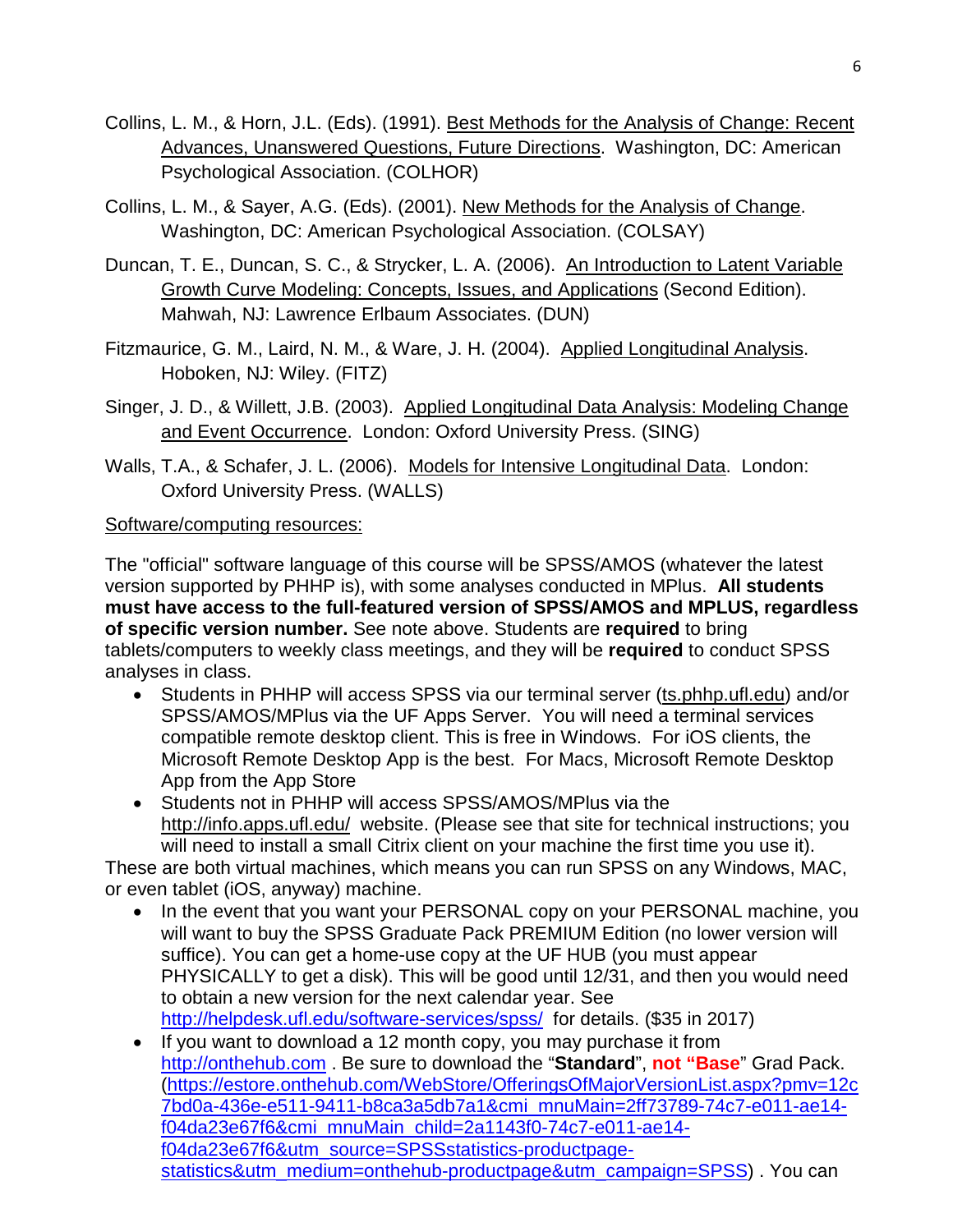Collins, L. M., & Horn, J.L. (Eds). (1991). Best Methods for the Analysis of Change: Recent Advances, Unanswered Questions, Future Directions. Washington, DC: American Psychological Association. (COLHOR)

Collins, L. M., & Sayer, A.G. (Eds). (2001). New Methods for the Analysis of Change. Washington, DC: American Psychological Association. (COLSAY)

Duncan, T. E., Duncan, S. C., & Strycker, L. A. (2006). An Introduction to Latent Variable Growth Curve Modeling: Concepts, Issues, and Applications (Second Edition). Mahwah, NJ: Lawrence Erlbaum Associates. (DUN)

Fitzmaurice, G. M., Laird, N. M., & Ware, J. H. (2004). Applied Longitudinal Analysis. Hoboken, NJ: Wiley. (FITZ)

Singer, J. D., & Willett, J.B. (2003). Applied Longitudinal Data Analysis: Modeling Change and Event Occurrence. London: Oxford University Press. (SING)

Walls, T.A., & Schafer, J. L. (2006). Models for Intensive Longitudinal Data. London: Oxford University Press. (WALLS)

Software/computing resources:

The "official" software language of this course will be SPSS/AMOS (whatever the latest version supported by PHHP is), with some analyses conducted in MPlus. **All students must have access to the full-featured version of SPSS/AMOS and MPLUS, regardless of specific version number.** See note above. Students are **required** to bring tablets/computers to weekly class meetings, and they will be **required** to conduct SPSS analyses in class.

- Students in PHHP will access SPSS via our terminal server (ts.phhp.ufl.edu) and/or SPSS/AMOS/MPlus via the UF Apps Server. You will need a terminal services compatible remote desktop client. This is free in Windows. For iOS clients, the Microsoft Remote Desktop App is the best. For Macs, Microsoft Remote Desktop App from the App Store
- Students not in PHHP will access SPSS/AMOS/MPlus via the http://info.apps.ufl.edu/ website. (Please see that site for technical instructions; you will need to install a small Citrix client on your machine the first time you use it).

These are both virtual machines, which means you can run SPSS on any Windows, MAC, or even tablet (iOS, anyway) machine.

- In the event that you want your PERSONAL copy on your PERSONAL machine, you will want to buy the SPSS Graduate Pack PREMIUM Edition (no lower version will suffice). You can get a home-use copy at the UF HUB (you must appear PHYSICALLY to get a disk). This will be good until 12/31, and then you would need to obtain a new version for the next calendar year. See http://helpdesk.ufl.edu/software-services/spss/ for details. ($35 in 2017)
- If you want to download a 12 month copy, you may purchase it from http://onthehub.com . Be sure to download the "**Standard**", **not "Base**" Grad Pack. (https://estore.onthehub.com/WebStore/OfferingsOfMajorVersionList.aspx?pmv=12c7bd0a-436e-e511-9411-b8ca3a5db7a1&cmi_mnuMain=2ff73789-74c7-e011-ae14-f04da23e67f6&cmi_mnuMain_child=2a1143f0-74c7-e011-ae14-f04da23e67f6&utm_source=SPSSstatistics-productpage-statistics&utm_medium=onthehub-productpage&utm_campaign=SPSS) . You can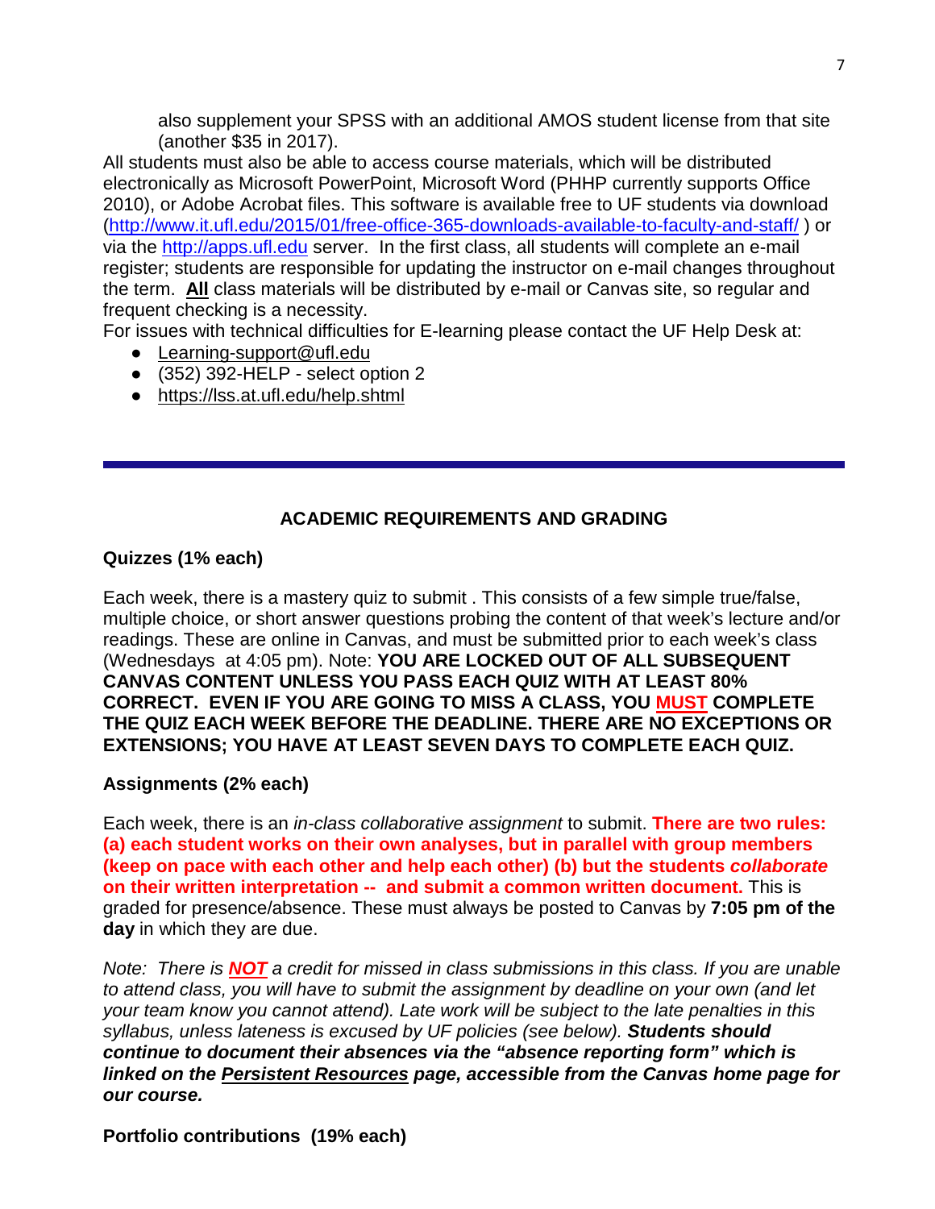also supplement your SPSS with an additional AMOS student license from that site (another $35 in 2017).

All students must also be able to access course materials, which will be distributed electronically as Microsoft PowerPoint, Microsoft Word (PHHP currently supports Office 2010), or Adobe Acrobat files. This software is available free to UF students via download (http://www.it.ufl.edu/2015/01/free-office-365-downloads-available-to-faculty-and-staff/ ) or via the http://apps.ufl.edu server. In the first class, all students will complete an e-mail register; students are responsible for updating the instructor on e-mail changes throughout the term. **All** class materials will be distributed by e-mail or Canvas site, so regular and frequent checking is a necessity.

For issues with technical difficulties for E-learning please contact the UF Help Desk at:

- Learning-support@ufl.edu
- (352) 392-HELP - select option 2
- https://lss.at.ufl.edu/help.shtml

---

## ACADEMIC REQUIREMENTS AND GRADING

### Quizzes (1% each)

Each week, there is a mastery quiz to submit . This consists of a few simple true/false, multiple choice, or short answer questions probing the content of that week's lecture and/or readings. These are online in Canvas, and must be submitted prior to each week's class (Wednesdays at 4:05 pm). Note: **YOU ARE LOCKED OUT OF ALL SUBSEQUENT CANVAS CONTENT UNLESS YOU PASS EACH QUIZ WITH AT LEAST 80% CORRECT. EVEN IF YOU ARE GOING TO MISS A CLASS, YOU MUST COMPLETE THE QUIZ EACH WEEK BEFORE THE DEADLINE. THERE ARE NO EXCEPTIONS OR EXTENSIONS; YOU HAVE AT LEAST SEVEN DAYS TO COMPLETE EACH QUIZ.**

### Assignments (2% each)

Each week, there is an *in-class collaborative assignment* to submit. **There are two rules: (a) each student works on their own analyses, but in parallel with group members (keep on pace with each other and help each other) (b) but the students *collaborate* on their written interpretation -- and submit a common written document.** This is graded for presence/absence. These must always be posted to Canvas by **7:05 pm of the day** in which they are due.

*Note: There is **NOT** a credit for missed in class submissions in this class. If you are unable to attend class, you will have to submit the assignment by deadline on your own (and let your team know you cannot attend). Late work will be subject to the late penalties in this syllabus, unless lateness is excused by UF policies (see below).* ***Students should continue to document their absences via the "absence reporting form" which is linked on the Persistent Resources page, accessible from the Canvas home page for our course.***

### Portfolio contributions (19% each)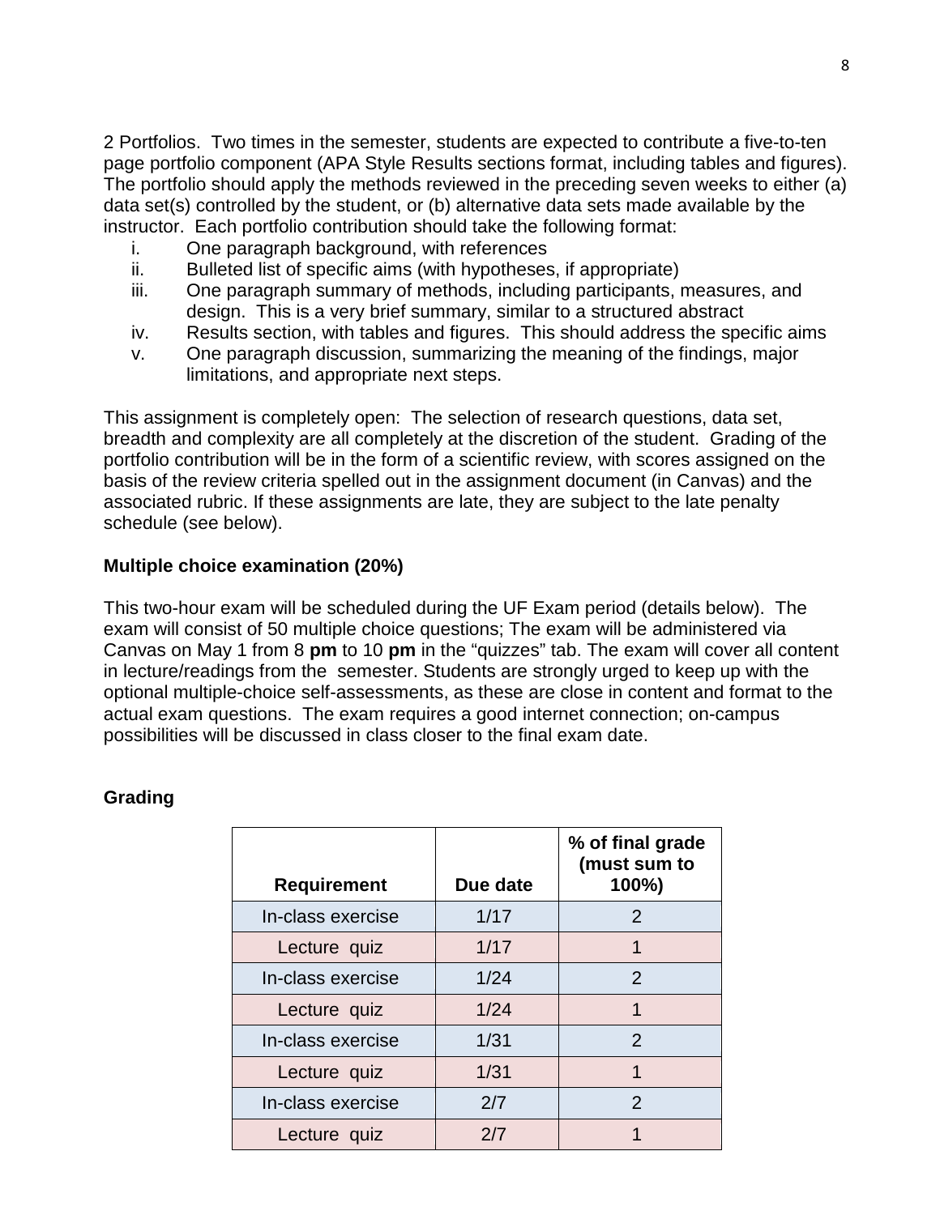2 Portfolios. Two times in the semester, students are expected to contribute a five-to-ten page portfolio component (APA Style Results sections format, including tables and figures). The portfolio should apply the methods reviewed in the preceding seven weeks to either (a) data set(s) controlled by the student, or (b) alternative data sets made available by the instructor. Each portfolio contribution should take the following format:

i. One paragraph background, with references
ii. Bulleted list of specific aims (with hypotheses, if appropriate)
iii. One paragraph summary of methods, including participants, measures, and design. This is a very brief summary, similar to a structured abstract
iv. Results section, with tables and figures. This should address the specific aims
v. One paragraph discussion, summarizing the meaning of the findings, major limitations, and appropriate next steps.

This assignment is completely open: The selection of research questions, data set, breadth and complexity are all completely at the discretion of the student. Grading of the portfolio contribution will be in the form of a scientific review, with scores assigned on the basis of the review criteria spelled out in the assignment document (in Canvas) and the associated rubric. If these assignments are late, they are subject to the late penalty schedule (see below).

**Multiple choice examination (20%)**

This two-hour exam will be scheduled during the UF Exam period (details below). The exam will consist of 50 multiple choice questions; The exam will be administered via Canvas on May 1 from 8 **pm** to 10 **pm** in the "quizzes" tab. The exam will cover all content in lecture/readings from the semester. Students are strongly urged to keep up with the optional multiple-choice self-assessments, as these are close in content and format to the actual exam questions. The exam requires a good internet connection; on-campus possibilities will be discussed in class closer to the final exam date.

**Grading**

| Requirement | Due date | % of final grade (must sum to 100%) |
|---|---|---|
| In-class exercise | 1/17 | 2 |
| Lecture quiz | 1/17 | 1 |
| In-class exercise | 1/24 | 2 |
| Lecture quiz | 1/24 | 1 |
| In-class exercise | 1/31 | 2 |
| Lecture quiz | 1/31 | 1 |
| In-class exercise | 2/7 | 2 |
| Lecture quiz | 2/7 | 1 |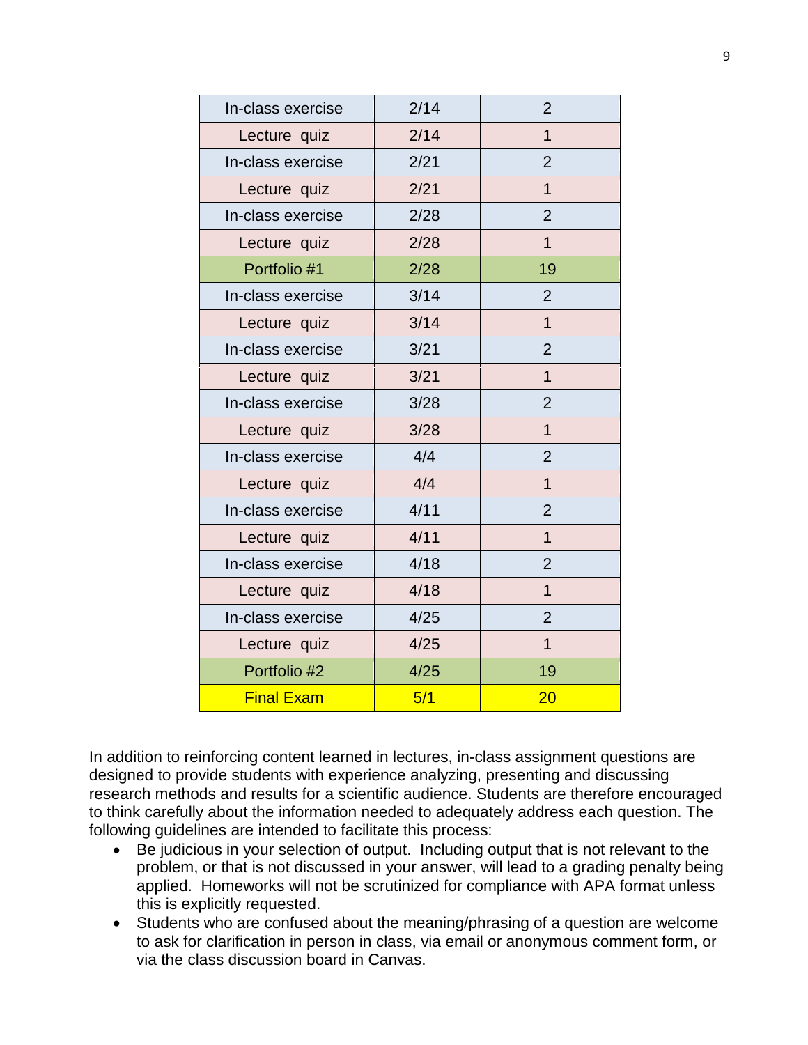| In-class exercise | 2/14 | 2 |
|---|---|---|
| Lecture quiz | 2/14 | 1 |
| In-class exercise | 2/21 | 2 |
| Lecture quiz | 2/21 | 1 |
| In-class exercise | 2/28 | 2 |
| Lecture quiz | 2/28 | 1 |
| Portfolio #1 | 2/28 | 19 |
| In-class exercise | 3/14 | 2 |
| Lecture quiz | 3/14 | 1 |
| In-class exercise | 3/21 | 2 |
| Lecture quiz | 3/21 | 1 |
| In-class exercise | 3/28 | 2 |
| Lecture quiz | 3/28 | 1 |
| In-class exercise | 4/4 | 2 |
| Lecture quiz | 4/4 | 1 |
| In-class exercise | 4/11 | 2 |
| Lecture quiz | 4/11 | 1 |
| In-class exercise | 4/18 | 2 |
| Lecture quiz | 4/18 | 1 |
| In-class exercise | 4/25 | 2 |
| Lecture quiz | 4/25 | 1 |
| Portfolio #2 | 4/25 | 19 |
| Final Exam | 5/1 | 20 |

In addition to reinforcing content learned in lectures, in-class assignment questions are designed to provide students with experience analyzing, presenting and discussing research methods and results for a scientific audience. Students are therefore encouraged to think carefully about the information needed to adequately address each question. The following guidelines are intended to facilitate this process:

- Be judicious in your selection of output. Including output that is not relevant to the problem, or that is not discussed in your answer, will lead to a grading penalty being applied. Homeworks will not be scrutinized for compliance with APA format unless this is explicitly requested.
- Students who are confused about the meaning/phrasing of a question are welcome to ask for clarification in person in class, via email or anonymous comment form, or via the class discussion board in Canvas.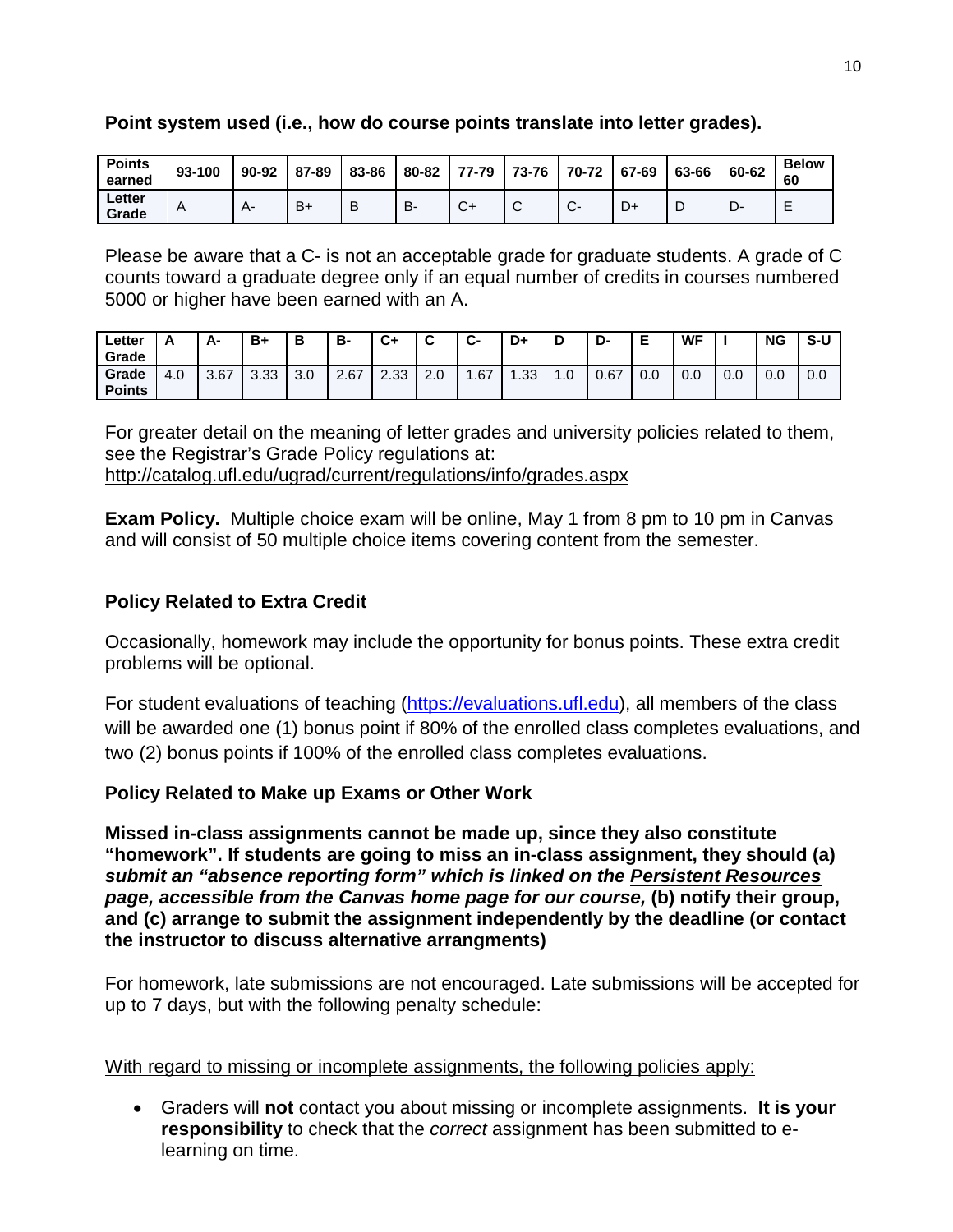**Point system used (i.e., how do course points translate into letter grades).**

| Points earned | 93-100 | 90-92 | 87-89 | 83-86 | 80-82 | 77-79 | 73-76 | 70-72 | 67-69 | 63-66 | 60-62 | Below 60 |
|---|---|---|---|---|---|---|---|---|---|---|---|---|
| Letter Grade | A | A- | B+ | B | B- | C+ | C | C- | D+ | D | D- | E |

Please be aware that a C- is not an acceptable grade for graduate students. A grade of C counts toward a graduate degree only if an equal number of credits in courses numbered 5000 or higher have been earned with an A.

| Letter Grade | A | A- | B+ | B | B- | C+ | C | C- | D+ | D | D- | E | WF | I | NG | S-U |
|---|---|---|---|---|---|---|---|---|---|---|---|---|---|---|---|---|
| Grade Points | 4.0 | 3.67 | 3.33 | 3.0 | 2.67 | 2.33 | 2.0 | 1.67 | 1.33 | 1.0 | 0.67 | 0.0 | 0.0 | 0.0 | 0.0 | 0.0 |

For greater detail on the meaning of letter grades and university policies related to them, see the Registrar's Grade Policy regulations at:
http://catalog.ufl.edu/ugrad/current/regulations/info/grades.aspx

**Exam Policy.** Multiple choice exam will be online, May 1 from 8 pm to 10 pm in Canvas and will consist of 50 multiple choice items covering content from the semester.

**Policy Related to Extra Credit**

Occasionally, homework may include the opportunity for bonus points. These extra credit problems will be optional.

For student evaluations of teaching (https://evaluations.ufl.edu), all members of the class will be awarded one (1) bonus point if 80% of the enrolled class completes evaluations, and two (2) bonus points if 100% of the enrolled class completes evaluations.

**Policy Related to Make up Exams or Other Work**

**Missed in-class assignments cannot be made up, since they also constitute "homework". If students are going to miss an in-class assignment, they should (a) *submit an "absence reporting form" which is linked on the Persistent Resources page, accessible from the Canvas home page for our course,* (b) notify their group, and (c) arrange to submit the assignment independently by the deadline (or contact the instructor to discuss alternative arrangments)**

For homework, late submissions are not encouraged. Late submissions will be accepted for up to 7 days, but with the following penalty schedule:

With regard to missing or incomplete assignments, the following policies apply:

- Graders will **not** contact you about missing or incomplete assignments. **It is your responsibility** to check that the *correct* assignment has been submitted to e-learning on time.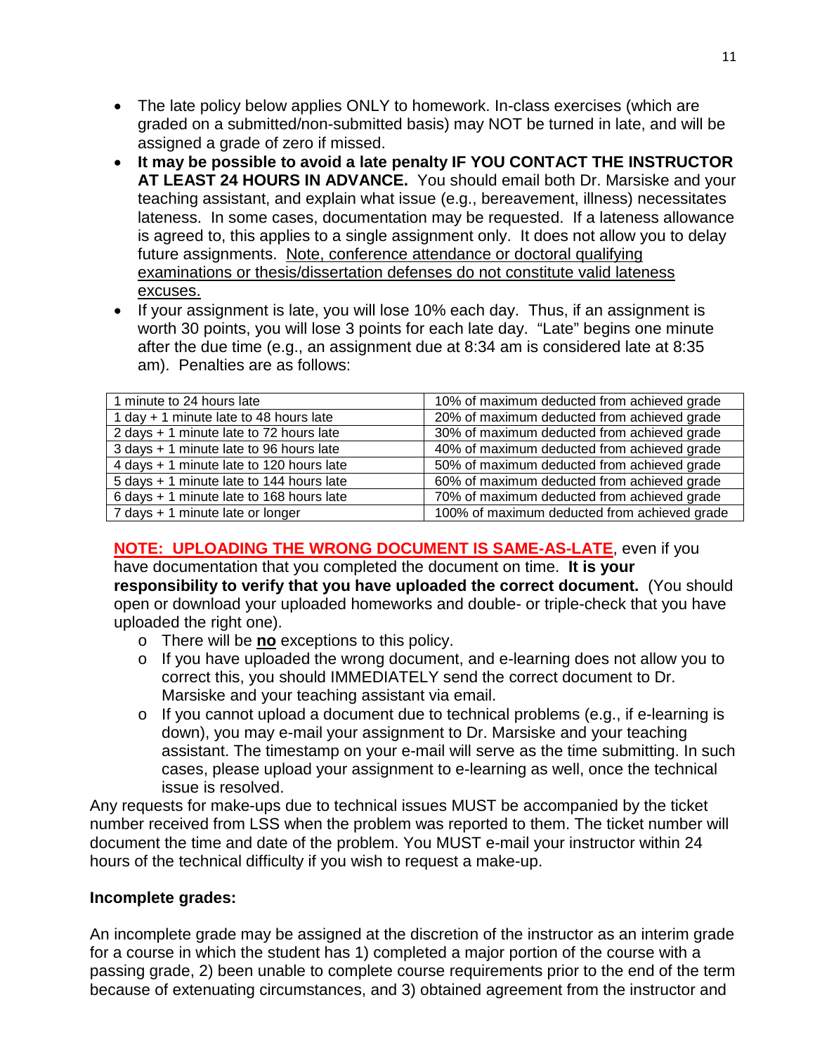- The late policy below applies ONLY to homework. In-class exercises (which are graded on a submitted/non-submitted basis) may NOT be turned in late, and will be assigned a grade of zero if missed.
- **It may be possible to avoid a late penalty IF YOU CONTACT THE INSTRUCTOR AT LEAST 24 HOURS IN ADVANCE.** You should email both Dr. Marsiske and your teaching assistant, and explain what issue (e.g., bereavement, illness) necessitates lateness. In some cases, documentation may be requested. If a lateness allowance is agreed to, this applies to a single assignment only. It does not allow you to delay future assignments. Note, conference attendance or doctoral qualifying examinations or thesis/dissertation defenses do not constitute valid lateness excuses.
- If your assignment is late, you will lose 10% each day. Thus, if an assignment is worth 30 points, you will lose 3 points for each late day. "Late" begins one minute after the due time (e.g., an assignment due at 8:34 am is considered late at 8:35 am). Penalties are as follows:

| | |
|---|---|
| 1 minute to 24 hours late | 10% of maximum deducted from achieved grade |
| 1 day + 1 minute late to 48 hours late | 20% of maximum deducted from achieved grade |
| 2 days + 1 minute late to 72 hours late | 30% of maximum deducted from achieved grade |
| 3 days + 1 minute late to 96 hours late | 40% of maximum deducted from achieved grade |
| 4 days + 1 minute late to 120 hours late | 50% of maximum deducted from achieved grade |
| 5 days + 1 minute late to 144 hours late | 60% of maximum deducted from achieved grade |
| 6 days + 1 minute late to 168 hours late | 70% of maximum deducted from achieved grade |
| 7 days + 1 minute late or longer | 100% of maximum deducted from achieved grade |

**NOTE: UPLOADING THE WRONG DOCUMENT IS SAME-AS-LATE**, even if you have documentation that you completed the document on time. **It is your responsibility to verify that you have uploaded the correct document.** (You should open or download your uploaded homeworks and double- or triple-check that you have uploaded the right one).

- There will be **no** exceptions to this policy.
- If you have uploaded the wrong document, and e-learning does not allow you to correct this, you should IMMEDIATELY send the correct document to Dr. Marsiske and your teaching assistant via email.
- If you cannot upload a document due to technical problems (e.g., if e-learning is down), you may e-mail your assignment to Dr. Marsiske and your teaching assistant. The timestamp on your e-mail will serve as the time submitting. In such cases, please upload your assignment to e-learning as well, once the technical issue is resolved.

Any requests for make-ups due to technical issues MUST be accompanied by the ticket number received from LSS when the problem was reported to them. The ticket number will document the time and date of the problem. You MUST e-mail your instructor within 24 hours of the technical difficulty if you wish to request a make-up.

**Incomplete grades:**

An incomplete grade may be assigned at the discretion of the instructor as an interim grade for a course in which the student has 1) completed a major portion of the course with a passing grade, 2) been unable to complete course requirements prior to the end of the term because of extenuating circumstances, and 3) obtained agreement from the instructor and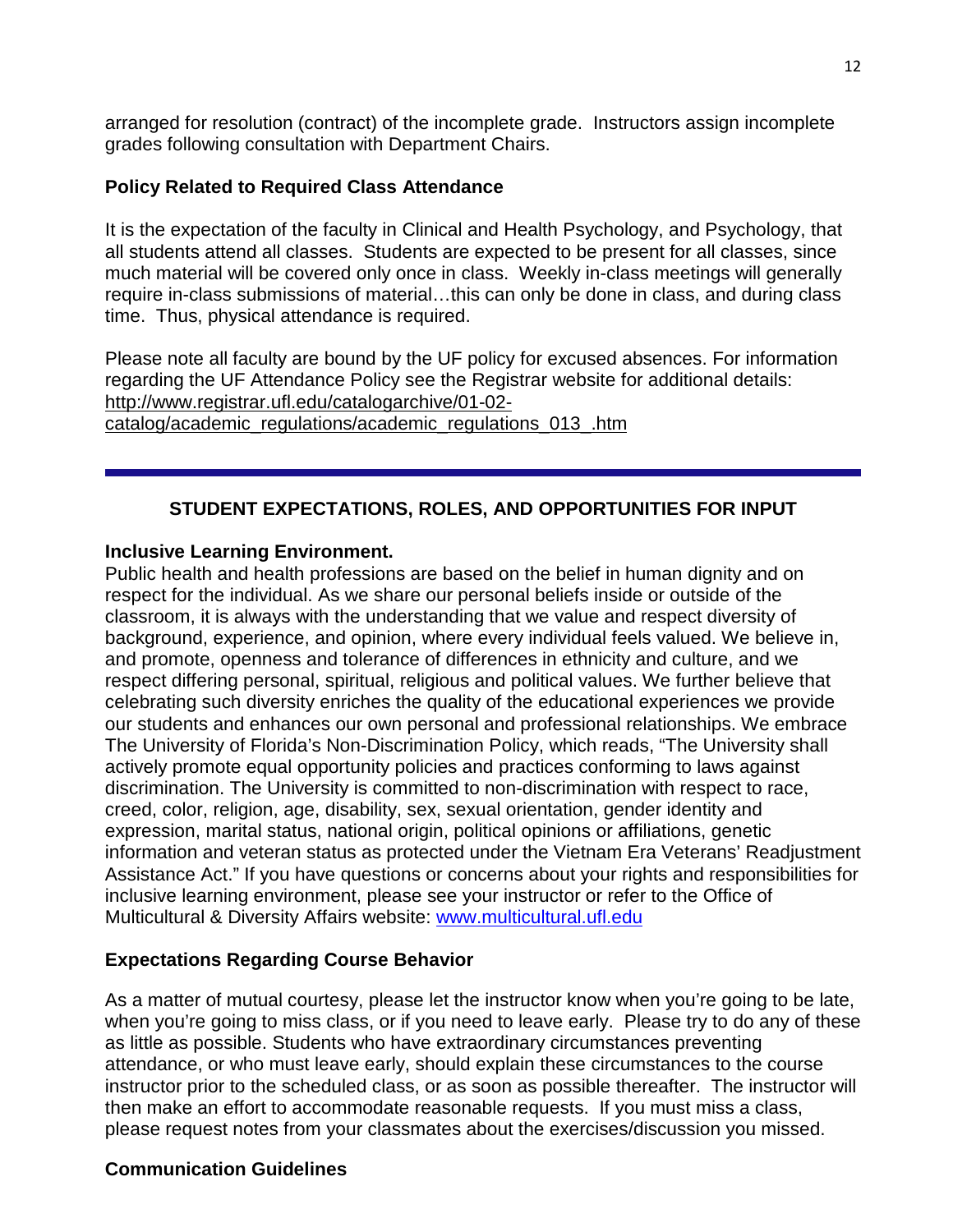arranged for resolution (contract) of the incomplete grade. Instructors assign incomplete grades following consultation with Department Chairs.

### Policy Related to Required Class Attendance

It is the expectation of the faculty in Clinical and Health Psychology, and Psychology, that all students attend all classes. Students are expected to be present for all classes, since much material will be covered only once in class. Weekly in-class meetings will generally require in-class submissions of material…this can only be done in class, and during class time. Thus, physical attendance is required.

Please note all faculty are bound by the UF policy for excused absences. For information regarding the UF Attendance Policy see the Registrar website for additional details: [http://www.registrar.ufl.edu/catalogarchive/01-02-catalog/academic_regulations/academic_regulations_013_.htm](http://www.registrar.ufl.edu/catalogarchive/01-02-catalog/academic_regulations/academic_regulations_013_.htm)

---

## STUDENT EXPECTATIONS, ROLES, AND OPPORTUNITIES FOR INPUT

### Inclusive Learning Environment.

Public health and health professions are based on the belief in human dignity and on respect for the individual. As we share our personal beliefs inside or outside of the classroom, it is always with the understanding that we value and respect diversity of background, experience, and opinion, where every individual feels valued. We believe in, and promote, openness and tolerance of differences in ethnicity and culture, and we respect differing personal, spiritual, religious and political values. We further believe that celebrating such diversity enriches the quality of the educational experiences we provide our students and enhances our own personal and professional relationships. We embrace The University of Florida's Non-Discrimination Policy, which reads, "The University shall actively promote equal opportunity policies and practices conforming to laws against discrimination. The University is committed to non-discrimination with respect to race, creed, color, religion, age, disability, sex, sexual orientation, gender identity and expression, marital status, national origin, political opinions or affiliations, genetic information and veteran status as protected under the Vietnam Era Veterans' Readjustment Assistance Act." If you have questions or concerns about your rights and responsibilities for inclusive learning environment, please see your instructor or refer to the Office of Multicultural & Diversity Affairs website: [www.multicultural.ufl.edu](http://www.multicultural.ufl.edu)

### Expectations Regarding Course Behavior

As a matter of mutual courtesy, please let the instructor know when you're going to be late, when you're going to miss class, or if you need to leave early. Please try to do any of these as little as possible. Students who have extraordinary circumstances preventing attendance, or who must leave early, should explain these circumstances to the course instructor prior to the scheduled class, or as soon as possible thereafter. The instructor will then make an effort to accommodate reasonable requests. If you must miss a class, please request notes from your classmates about the exercises/discussion you missed.

### Communication Guidelines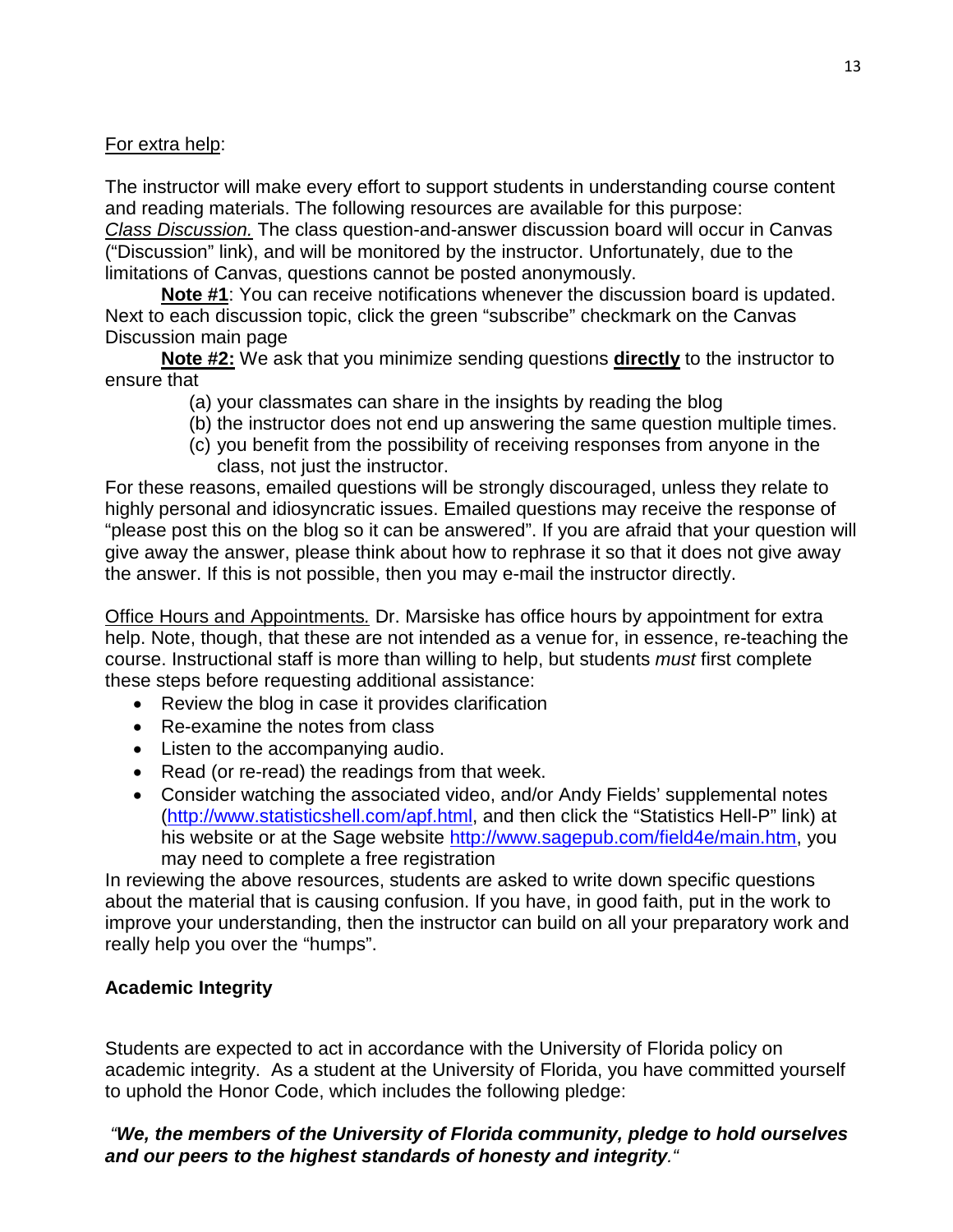For extra help:

The instructor will make every effort to support students in understanding course content and reading materials. The following resources are available for this purpose:

*Class Discussion.* The class question-and-answer discussion board will occur in Canvas ("Discussion" link), and will be monitored by the instructor. Unfortunately, due to the limitations of Canvas, questions cannot be posted anonymously.

**Note #1**: You can receive notifications whenever the discussion board is updated. Next to each discussion topic, click the green "subscribe" checkmark on the Canvas Discussion main page

**Note #2:** We ask that you minimize sending questions **directly** to the instructor to ensure that

(a) your classmates can share in the insights by reading the blog
(b) the instructor does not end up answering the same question multiple times.
(c) you benefit from the possibility of receiving responses from anyone in the class, not just the instructor.

For these reasons, emailed questions will be strongly discouraged, unless they relate to highly personal and idiosyncratic issues. Emailed questions may receive the response of "please post this on the blog so it can be answered". If you are afraid that your question will give away the answer, please think about how to rephrase it so that it does not give away the answer. If this is not possible, then you may e-mail the instructor directly.

Office Hours and Appointments*.* Dr. Marsiske has office hours by appointment for extra help. Note, though, that these are not intended as a venue for, in essence, re-teaching the course. Instructional staff is more than willing to help, but students *must* first complete these steps before requesting additional assistance:

- Review the blog in case it provides clarification
- Re-examine the notes from class
- Listen to the accompanying audio.
- Read (or re-read) the readings from that week.
- Consider watching the associated video, and/or Andy Fields' supplemental notes (http://www.statisticshell.com/apf.html, and then click the "Statistics Hell-P" link) at his website or at the Sage website http://www.sagepub.com/field4e/main.htm, you may need to complete a free registration

In reviewing the above resources, students are asked to write down specific questions about the material that is causing confusion. If you have, in good faith, put in the work to improve your understanding, then the instructor can build on all your preparatory work and really help you over the "humps".

**Academic Integrity**

Students are expected to act in accordance with the University of Florida policy on academic integrity. As a student at the University of Florida, you have committed yourself to uphold the Honor Code, which includes the following pledge:

*"**We, the members of the University of Florida community, pledge to hold ourselves and our peers to the highest standards of honesty and integrity**."*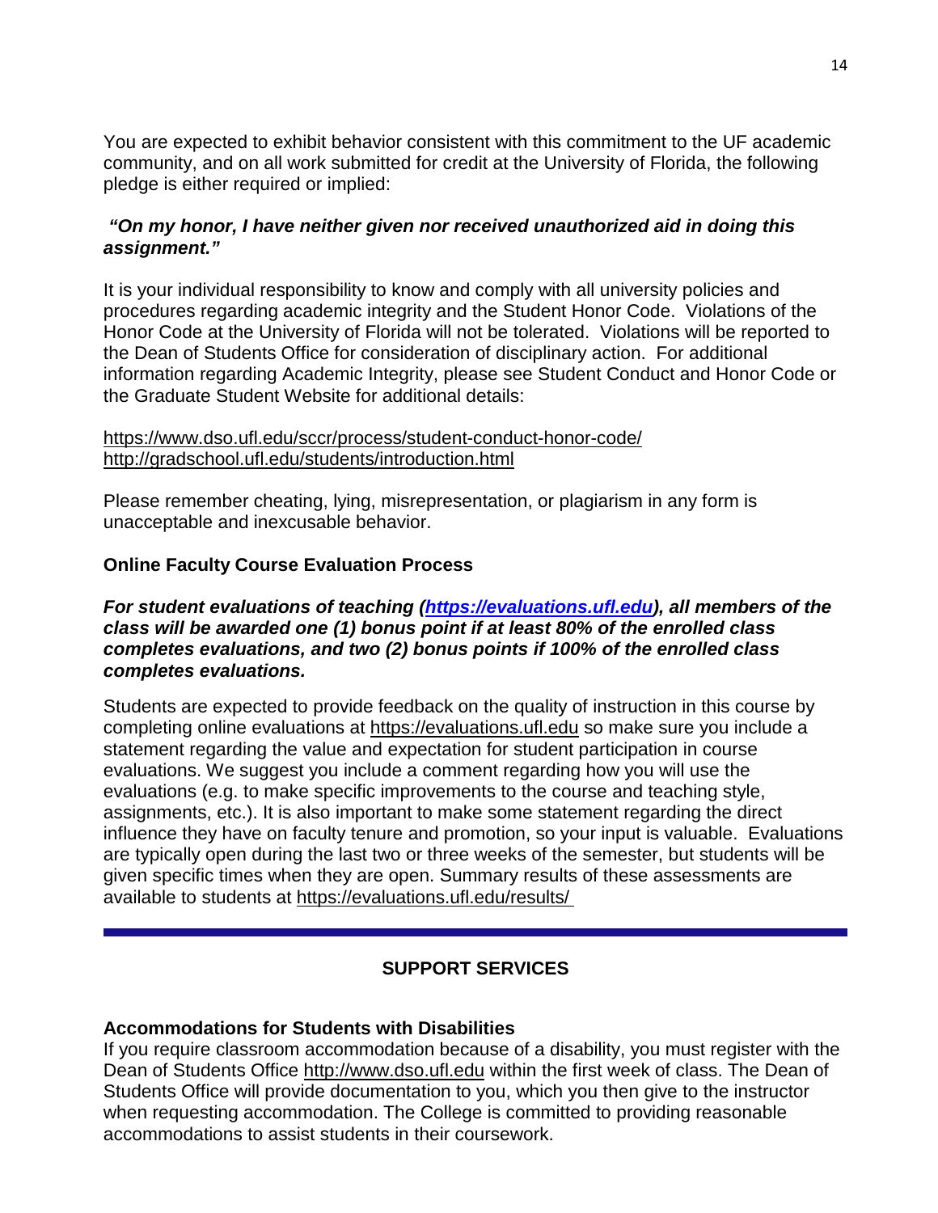You are expected to exhibit behavior consistent with this commitment to the UF academic community, and on all work submitted for credit at the University of Florida, the following pledge is either required or implied:

***"On my honor, I have neither given nor received unauthorized aid in doing this assignment."***

It is your individual responsibility to know and comply with all university policies and procedures regarding academic integrity and the Student Honor Code. Violations of the Honor Code at the University of Florida will not be tolerated. Violations will be reported to the Dean of Students Office for consideration of disciplinary action. For additional information regarding Academic Integrity, please see Student Conduct and Honor Code or the Graduate Student Website for additional details:

https://www.dso.ufl.edu/sccr/process/student-conduct-honor-code/
http://gradschool.ufl.edu/students/introduction.html

Please remember cheating, lying, misrepresentation, or plagiarism in any form is unacceptable and inexcusable behavior.

**Online Faculty Course Evaluation Process**

***For student evaluations of teaching (https://evaluations.ufl.edu), all members of the class will be awarded one (1) bonus point if at least 80% of the enrolled class completes evaluations, and two (2) bonus points if 100% of the enrolled class completes evaluations.***

Students are expected to provide feedback on the quality of instruction in this course by completing online evaluations at https://evaluations.ufl.edu so make sure you include a statement regarding the value and expectation for student participation in course evaluations. We suggest you include a comment regarding how you will use the evaluations (e.g. to make specific improvements to the course and teaching style, assignments, etc.). It is also important to make some statement regarding the direct influence they have on faculty tenure and promotion, so your input is valuable. Evaluations are typically open during the last two or three weeks of the semester, but students will be given specific times when they are open. Summary results of these assessments are available to students at https://evaluations.ufl.edu/results/

---

## SUPPORT SERVICES

**Accommodations for Students with Disabilities**

If you require classroom accommodation because of a disability, you must register with the Dean of Students Office http://www.dso.ufl.edu within the first week of class. The Dean of Students Office will provide documentation to you, which you then give to the instructor when requesting accommodation. The College is committed to providing reasonable accommodations to assist students in their coursework.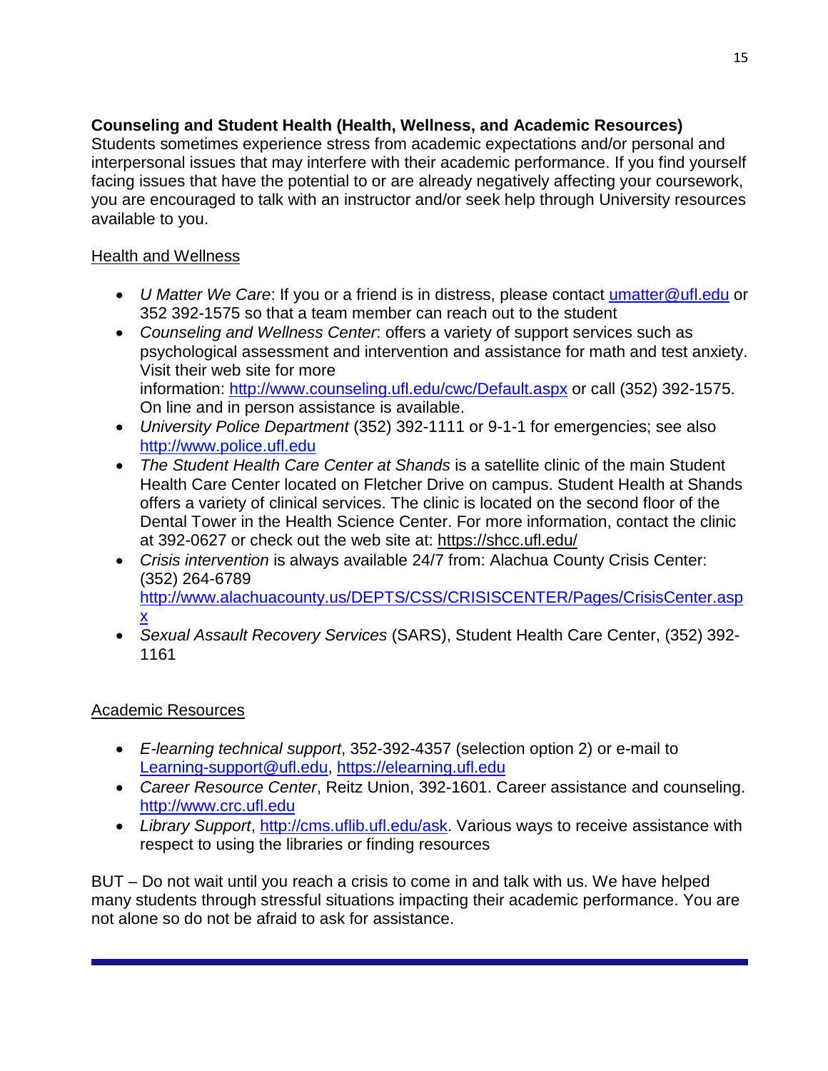**Counseling and Student Health (Health, Wellness, and Academic Resources)**

Students sometimes experience stress from academic expectations and/or personal and interpersonal issues that may interfere with their academic performance. If you find yourself facing issues that have the potential to or are already negatively affecting your coursework, you are encouraged to talk with an instructor and/or seek help through University resources available to you.

Health and Wellness

- *U Matter We Care*: If you or a friend is in distress, please contact umatter@ufl.edu or 352 392-1575 so that a team member can reach out to the student
- *Counseling and Wellness Center*: offers a variety of support services such as psychological assessment and intervention and assistance for math and test anxiety. Visit their web site for more information: http://www.counseling.ufl.edu/cwc/Default.aspx or call (352) 392-1575. On line and in person assistance is available.
- *University Police Department* (352) 392-1111 or 9-1-1 for emergencies; see also http://www.police.ufl.edu
- *The Student Health Care Center at Shands* is a satellite clinic of the main Student Health Care Center located on Fletcher Drive on campus. Student Health at Shands offers a variety of clinical services. The clinic is located on the second floor of the Dental Tower in the Health Science Center. For more information, contact the clinic at 392-0627 or check out the web site at: https://shcc.ufl.edu/
- *Crisis intervention* is always available 24/7 from: Alachua County Crisis Center: (352) 264-6789 http://www.alachuacounty.us/DEPTS/CSS/CRISISCENTER/Pages/CrisisCenter.aspx
- *Sexual Assault Recovery Services* (SARS), Student Health Care Center, (352) 392-1161

Academic Resources

- *E-learning technical support*, 352-392-4357 (selection option 2) or e-mail to Learning-support@ufl.edu, https://elearning.ufl.edu
- *Career Resource Center*, Reitz Union, 392-1601. Career assistance and counseling. http://www.crc.ufl.edu
- *Library Support*, http://cms.uflib.ufl.edu/ask. Various ways to receive assistance with respect to using the libraries or finding resources

BUT – Do not wait until you reach a crisis to come in and talk with us. We have helped many students through stressful situations impacting their academic performance. You are not alone so do not be afraid to ask for assistance.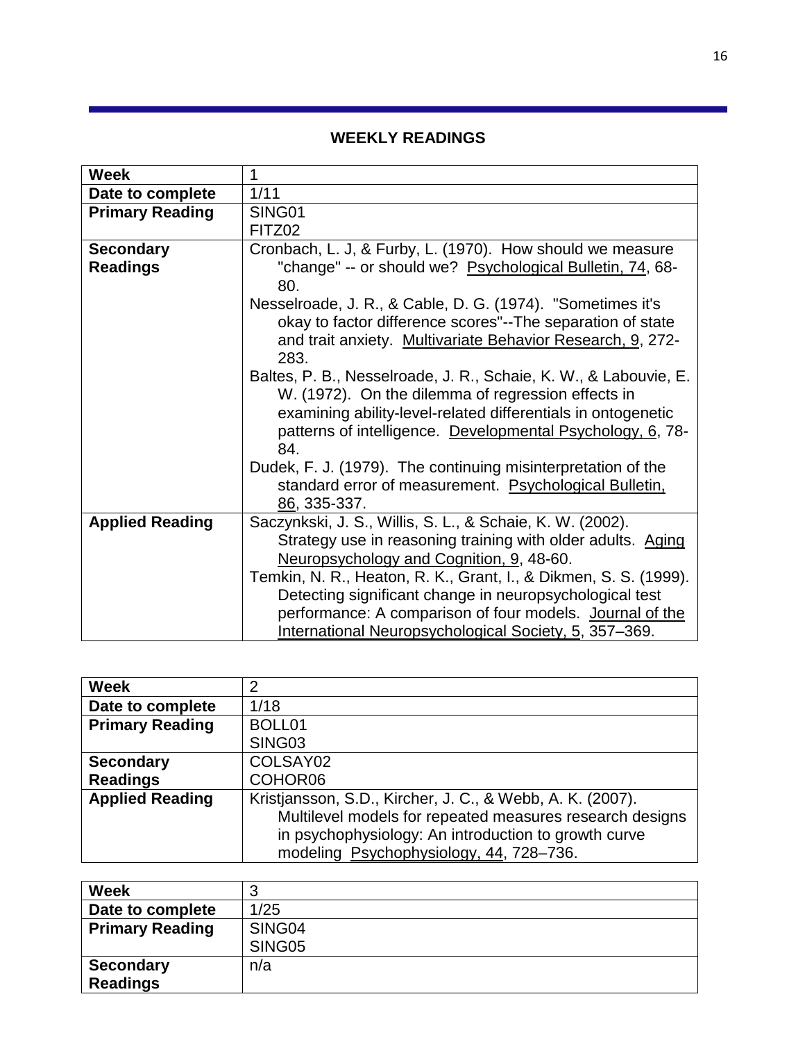## WEEKLY READINGS

| Week | 1 |
|---|---|
| Date to complete | 1/11 |
| Primary Reading | SING01<br>FITZ02 |
| Secondary Readings | Cronbach, L. J, & Furby, L. (1970). How should we measure "change" -- or should we? Psychological Bulletin, 74, 68-80.<br>Nesselroade, J. R., & Cable, D. G. (1974). "Sometimes it's okay to factor difference scores"--The separation of state and trait anxiety. Multivariate Behavior Research, 9, 272-283.<br>Baltes, P. B., Nesselroade, J. R., Schaie, K. W., & Labouvie, E. W. (1972). On the dilemma of regression effects in examining ability-level-related differentials in ontogenetic patterns of intelligence. Developmental Psychology, 6, 78-84.<br>Dudek, F. J. (1979). The continuing misinterpretation of the standard error of measurement. Psychological Bulletin, 86, 335-337. |
| Applied Reading | Saczynkski, J. S., Willis, S. L., & Schaie, K. W. (2002). Strategy use in reasoning training with older adults. Aging Neuropsychology and Cognition, 9, 48-60.<br>Temkin, N. R., Heaton, R. K., Grant, I., & Dikmen, S. S. (1999). Detecting significant change in neuropsychological test performance: A comparison of four models. Journal of the International Neuropsychological Society, 5, 357–369. |

| Week | 2 |
|---|---|
| Date to complete | 1/18 |
| Primary Reading | BOLL01<br>SING03 |
| Secondary Readings | COLSAY02<br>COHOR06 |
| Applied Reading | Kristjansson, S.D., Kircher, J. C., & Webb, A. K. (2007). Multilevel models for repeated measures research designs in psychophysiology: An introduction to growth curve modeling Psychophysiology, 44, 728–736. |

| Week | 3 |
|---|---|
| Date to complete | 1/25 |
| Primary Reading | SING04<br>SING05 |
| Secondary Readings | n/a |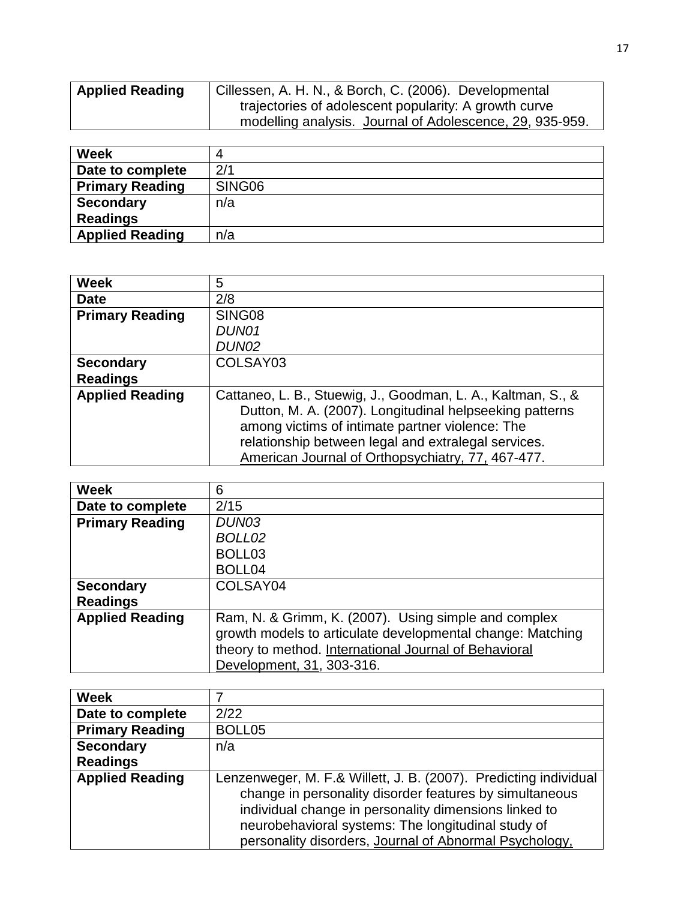| Applied Reading | Cillessen, A. H. N., & Borch, C. (2006). Developmental trajectories of adolescent popularity: A growth curve modelling analysis. Journal of Adolescence, 29, 935-959. |
|---|---|

| Week | 4 |
|---|---|
| Date to complete | 2/1 |
| Primary Reading | SING06 |
| Secondary Readings | n/a |
| Applied Reading | n/a |

| Week | 5 |
|---|---|
| Date | 2/8 |
| Primary Reading | SING08<br>*DUN01*<br>*DUN02* |
| Secondary Readings | COLSAY03 |
| Applied Reading | Cattaneo, L. B., Stuewig, J., Goodman, L. A., Kaltman, S., & Dutton, M. A. (2007). Longitudinal helpseeking patterns among victims of intimate partner violence: The relationship between legal and extralegal services. American Journal of Orthopsychiatry, 77, 467-477. |

| Week | 6 |
|---|---|
| Date to complete | 2/15 |
| Primary Reading | *DUN03*<br>*BOLL02*<br>BOLL03<br>BOLL04 |
| Secondary Readings | COLSAY04 |
| Applied Reading | Ram, N. & Grimm, K. (2007). Using simple and complex growth models to articulate developmental change: Matching theory to method. International Journal of Behavioral Development, 31, 303-316. |

| Week | 7 |
|---|---|
| Date to complete | 2/22 |
| Primary Reading | BOLL05 |
| Secondary Readings | n/a |
| Applied Reading | Lenzenweger, M. F.& Willett, J. B. (2007). Predicting individual change in personality disorder features by simultaneous individual change in personality dimensions linked to neurobehavioral systems: The longitudinal study of personality disorders, Journal of Abnormal Psychology, |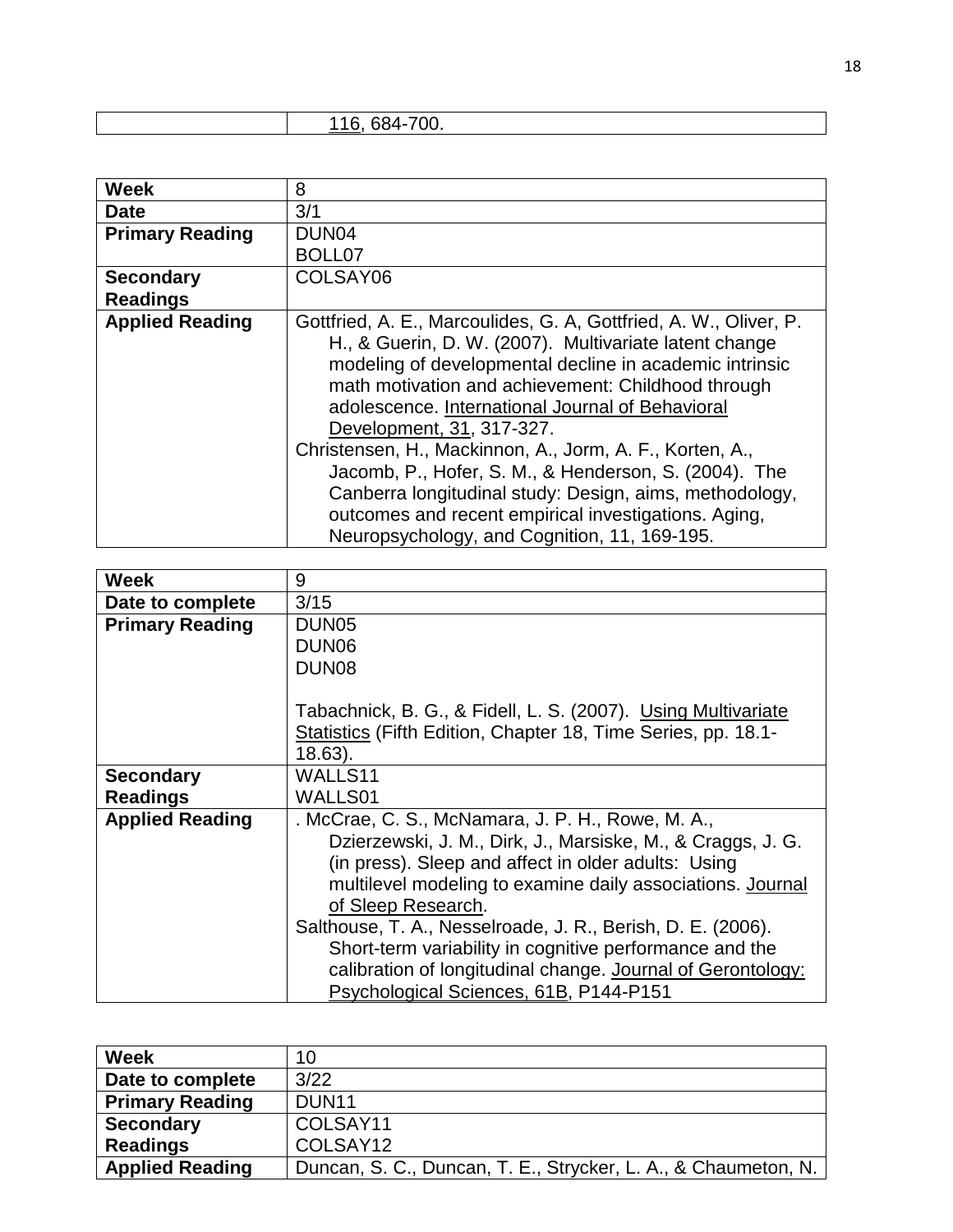| | |
|---|---|
| | 116, 684-700. |

| | |
|---|---|
| **Week** | 8 |
| **Date** | 3/1 |
| **Primary Reading** | DUN04<br>BOLL07 |
| **Secondary Readings** | COLSAY06 |
| **Applied Reading** | Gottfried, A. E., Marcoulides, G. A, Gottfried, A. W., Oliver, P. H., & Guerin, D. W. (2007). Multivariate latent change modeling of developmental decline in academic intrinsic math motivation and achievement: Childhood through adolescence. International Journal of Behavioral Development, 31, 317-327.<br>Christensen, H., Mackinnon, A., Jorm, A. F., Korten, A., Jacomb, P., Hofer, S. M., & Henderson, S. (2004). The Canberra longitudinal study: Design, aims, methodology, outcomes and recent empirical investigations. Aging, Neuropsychology, and Cognition, 11, 169-195. |

| | |
|---|---|
| **Week** | 9 |
| **Date to complete** | 3/15 |
| **Primary Reading** | DUN05<br>DUN06<br>DUN08<br><br>Tabachnick, B. G., & Fidell, L. S. (2007). Using Multivariate Statistics (Fifth Edition, Chapter 18, Time Series, pp. 18.1-18.63). |
| **Secondary Readings** | WALLS11<br>WALLS01 |
| **Applied Reading** | . McCrae, C. S., McNamara, J. P. H., Rowe, M. A., Dzierzewski, J. M., Dirk, J., Marsiske, M., & Craggs, J. G. (in press). Sleep and affect in older adults: Using multilevel modeling to examine daily associations. Journal of Sleep Research.<br>Salthouse, T. A., Nesselroade, J. R., Berish, D. E. (2006). Short-term variability in cognitive performance and the calibration of longitudinal change. Journal of Gerontology: Psychological Sciences, 61B, P144-P151 |

| | |
|---|---|
| **Week** | 10 |
| **Date to complete** | 3/22 |
| **Primary Reading** | DUN11 |
| **Secondary Readings** | COLSAY11<br>COLSAY12 |
| **Applied Reading** | Duncan, S. C., Duncan, T. E., Strycker, L. A., & Chaumeton, N. |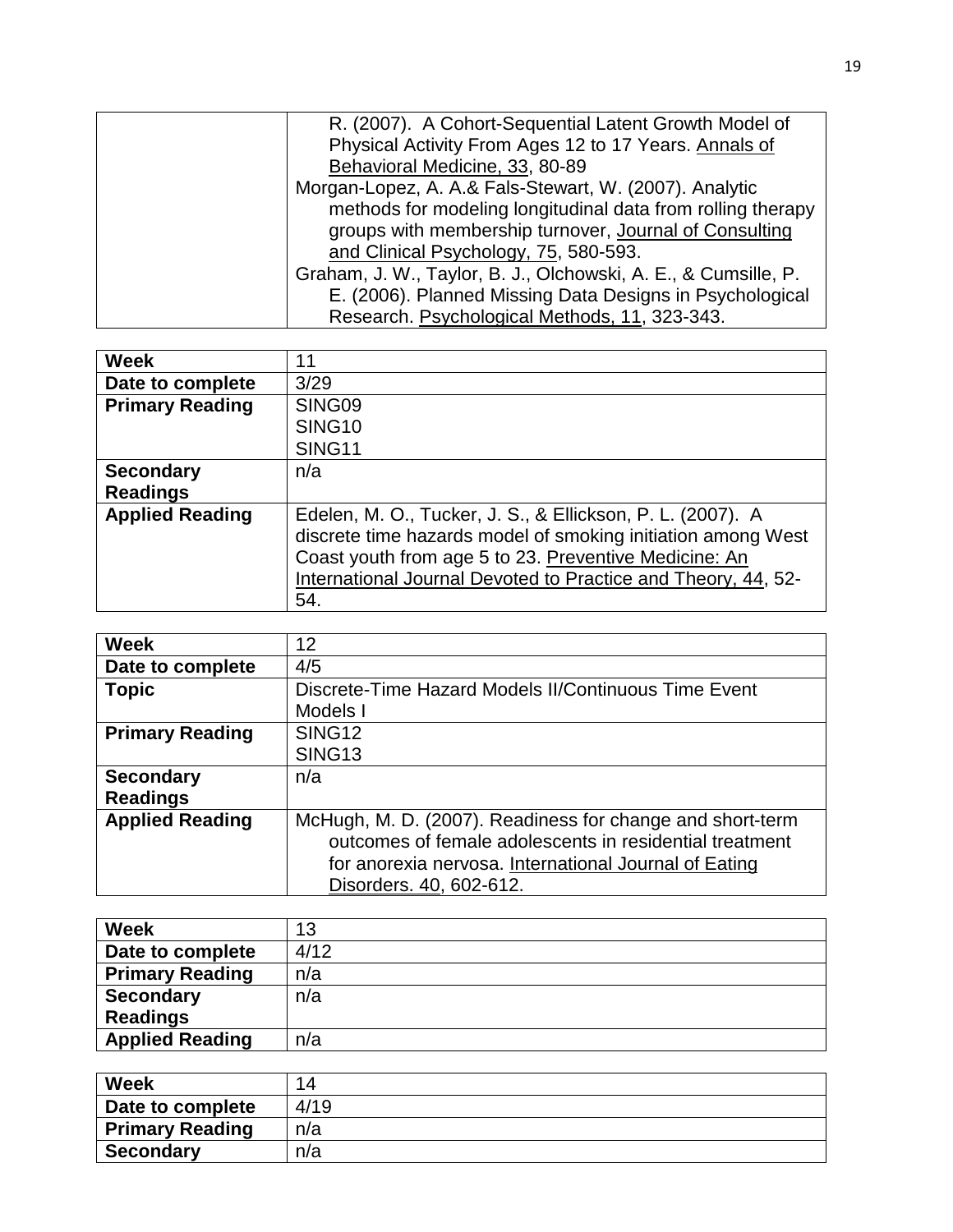| | |
|---|---|
| | R. (2007). A Cohort-Sequential Latent Growth Model of Physical Activity From Ages 12 to 17 Years. Annals of Behavioral Medicine, 33, 80-89<br>Morgan-Lopez, A. A.& Fals-Stewart, W. (2007). Analytic methods for modeling longitudinal data from rolling therapy groups with membership turnover, Journal of Consulting and Clinical Psychology, 75, 580-593.<br>Graham, J. W., Taylor, B. J., Olchowski, A. E., & Cumsille, P. E. (2006). Planned Missing Data Designs in Psychological Research. Psychological Methods, 11, 323-343. |

| **Week** | 11 |
|---|---|
| **Date to complete** | 3/29 |
| **Primary Reading** | SING09<br>SING10<br>SING11 |
| **Secondary Readings** | n/a |
| **Applied Reading** | Edelen, M. O., Tucker, J. S., & Ellickson, P. L. (2007). A discrete time hazards model of smoking initiation among West Coast youth from age 5 to 23. Preventive Medicine: An International Journal Devoted to Practice and Theory, 44, 52-54. |

| **Week** | 12 |
|---|---|
| **Date to complete** | 4/5 |
| **Topic** | Discrete-Time Hazard Models II/Continuous Time Event Models I |
| **Primary Reading** | SING12<br>SING13 |
| **Secondary Readings** | n/a |
| **Applied Reading** | McHugh, M. D. (2007). Readiness for change and short-term outcomes of female adolescents in residential treatment for anorexia nervosa. International Journal of Eating Disorders. 40, 602-612. |

| **Week** | 13 |
|---|---|
| **Date to complete** | 4/12 |
| **Primary Reading** | n/a |
| **Secondary Readings** | n/a |
| **Applied Reading** | n/a |

| **Week** | 14 |
|---|---|
| **Date to complete** | 4/19 |
| **Primary Reading** | n/a |
| **Secondary** | n/a |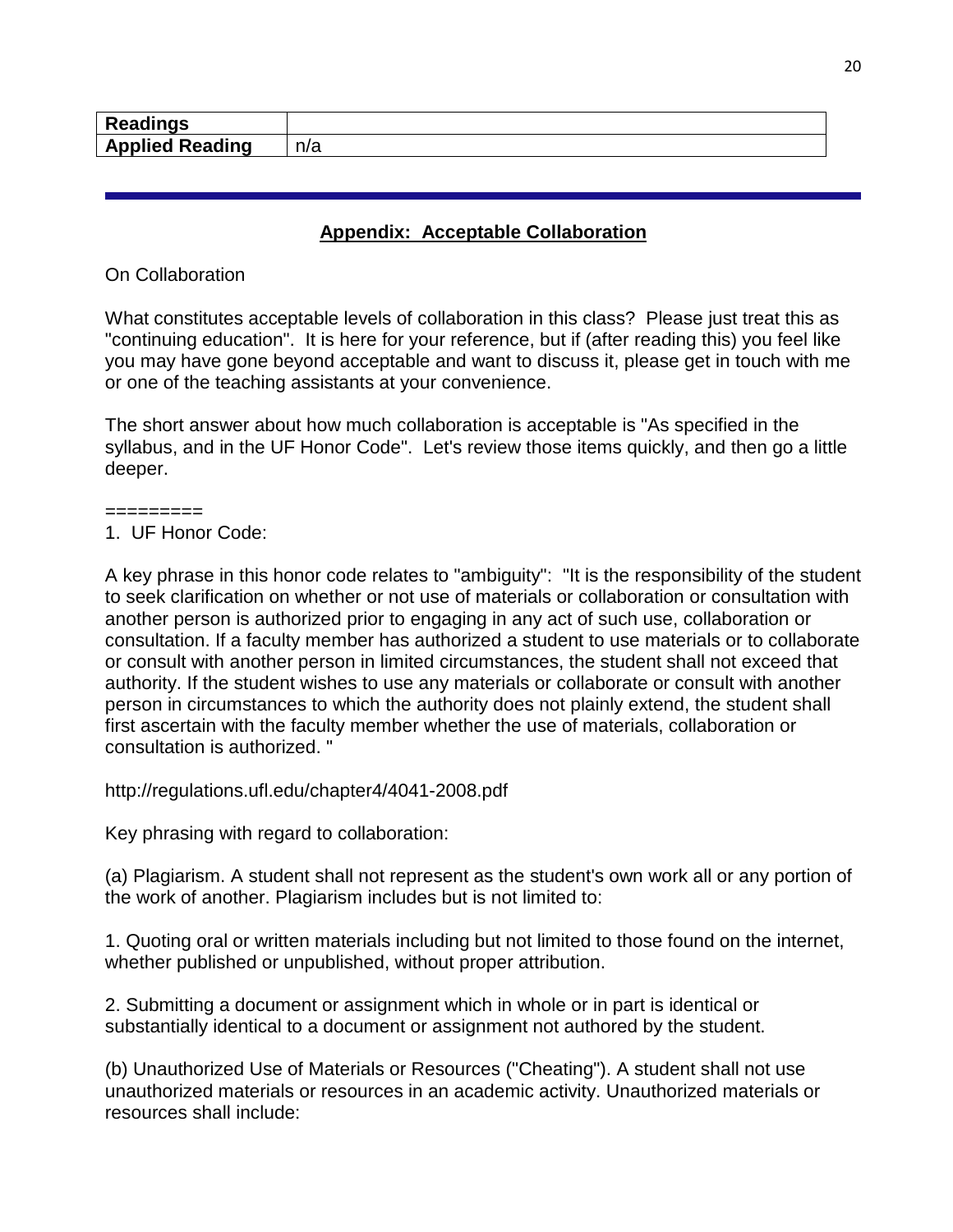| **Readings** | |
|---|---|
| **Applied Reading** | n/a |

---

## **Appendix: Acceptable Collaboration**

On Collaboration

What constitutes acceptable levels of collaboration in this class? Please just treat this as "continuing education". It is here for your reference, but if (after reading this) you feel like you may have gone beyond acceptable and want to discuss it, please get in touch with me or one of the teaching assistants at your convenience.

The short answer about how much collaboration is acceptable is "As specified in the syllabus, and in the UF Honor Code". Let's review those items quickly, and then go a little deeper.

=========

1. UF Honor Code:

A key phrase in this honor code relates to "ambiguity": "It is the responsibility of the student to seek clarification on whether or not use of materials or collaboration or consultation with another person is authorized prior to engaging in any act of such use, collaboration or consultation. If a faculty member has authorized a student to use materials or to collaborate or consult with another person in limited circumstances, the student shall not exceed that authority. If the student wishes to use any materials or collaborate or consult with another person in circumstances to which the authority does not plainly extend, the student shall first ascertain with the faculty member whether the use of materials, collaboration or consultation is authorized. "

http://regulations.ufl.edu/chapter4/4041-2008.pdf

Key phrasing with regard to collaboration:

(a) Plagiarism. A student shall not represent as the student's own work all or any portion of the work of another. Plagiarism includes but is not limited to:

1. Quoting oral or written materials including but not limited to those found on the internet, whether published or unpublished, without proper attribution.

2. Submitting a document or assignment which in whole or in part is identical or substantially identical to a document or assignment not authored by the student.

(b) Unauthorized Use of Materials or Resources ("Cheating"). A student shall not use unauthorized materials or resources in an academic activity. Unauthorized materials or resources shall include: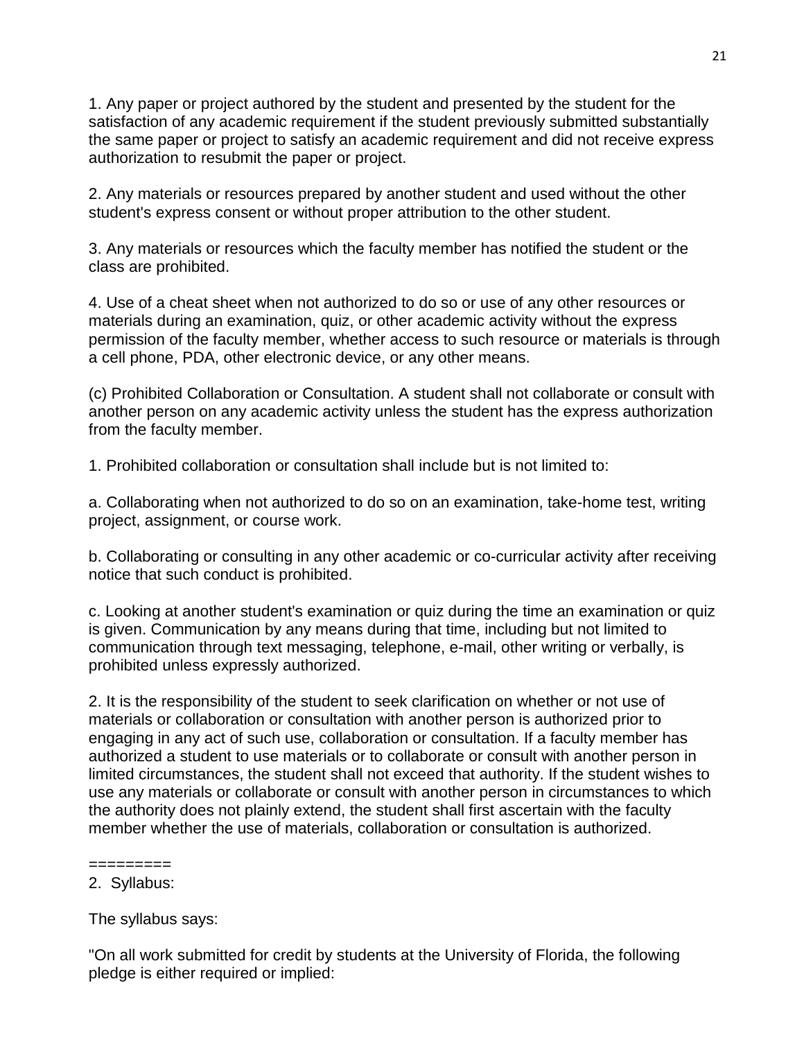1. Any paper or project authored by the student and presented by the student for the satisfaction of any academic requirement if the student previously submitted substantially the same paper or project to satisfy an academic requirement and did not receive express authorization to resubmit the paper or project.

2. Any materials or resources prepared by another student and used without the other student's express consent or without proper attribution to the other student.

3. Any materials or resources which the faculty member has notified the student or the class are prohibited.

4. Use of a cheat sheet when not authorized to do so or use of any other resources or materials during an examination, quiz, or other academic activity without the express permission of the faculty member, whether access to such resource or materials is through a cell phone, PDA, other electronic device, or any other means.

(c) Prohibited Collaboration or Consultation. A student shall not collaborate or consult with another person on any academic activity unless the student has the express authorization from the faculty member.

1. Prohibited collaboration or consultation shall include but is not limited to:

a. Collaborating when not authorized to do so on an examination, take-home test, writing project, assignment, or course work.

b. Collaborating or consulting in any other academic or co-curricular activity after receiving notice that such conduct is prohibited.

c. Looking at another student's examination or quiz during the time an examination or quiz is given. Communication by any means during that time, including but not limited to communication through text messaging, telephone, e-mail, other writing or verbally, is prohibited unless expressly authorized.

2. It is the responsibility of the student to seek clarification on whether or not use of materials or collaboration or consultation with another person is authorized prior to engaging in any act of such use, collaboration or consultation. If a faculty member has authorized a student to use materials or to collaborate or consult with another person in limited circumstances, the student shall not exceed that authority. If the student wishes to use any materials or collaborate or consult with another person in circumstances to which the authority does not plainly extend, the student shall first ascertain with the faculty member whether the use of materials, collaboration or consultation is authorized.

=========

2. Syllabus:

The syllabus says:

"On all work submitted for credit by students at the University of Florida, the following pledge is either required or implied: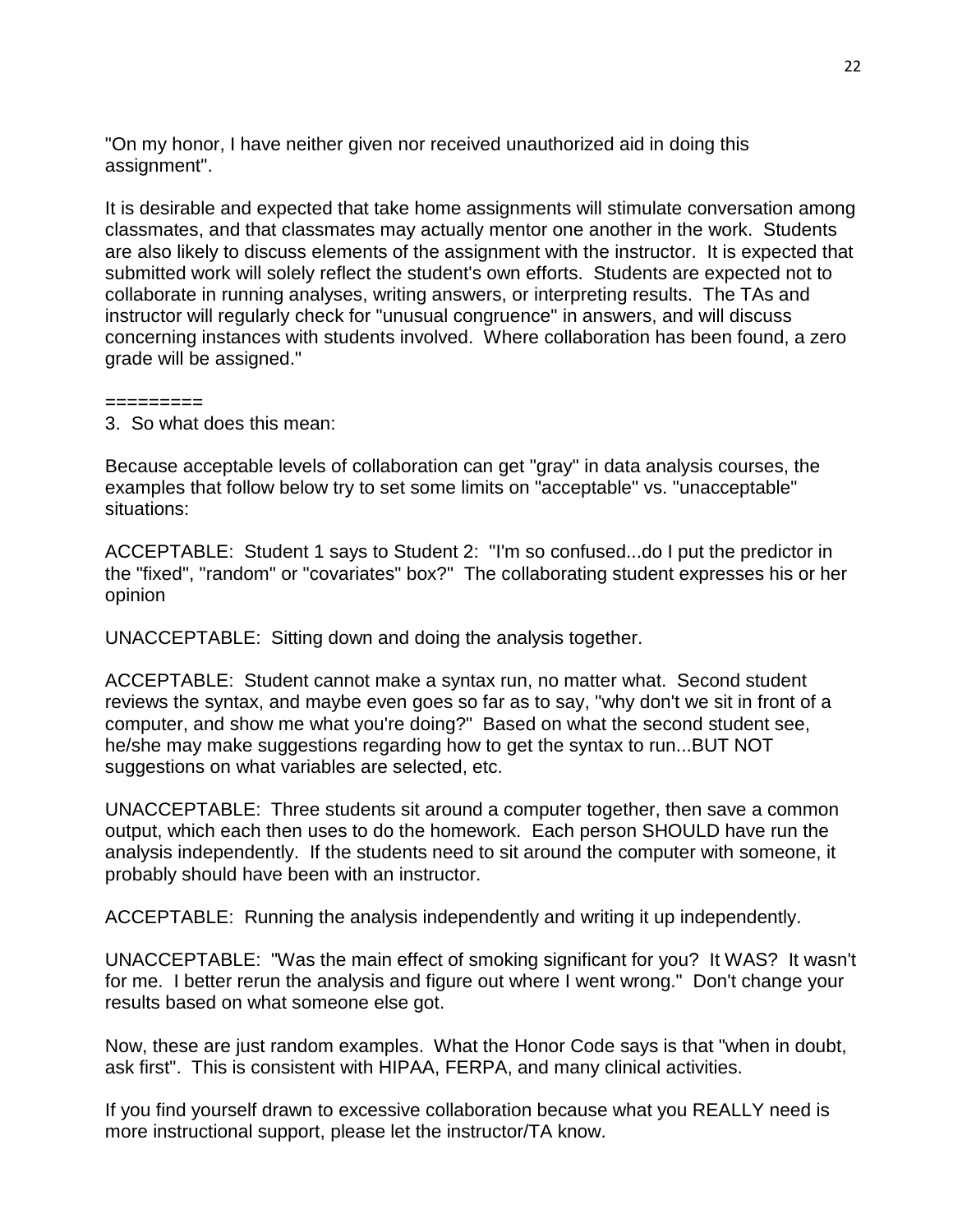"On my honor, I have neither given nor received unauthorized aid in doing this assignment".

It is desirable and expected that take home assignments will stimulate conversation among classmates, and that classmates may actually mentor one another in the work. Students are also likely to discuss elements of the assignment with the instructor. It is expected that submitted work will solely reflect the student's own efforts. Students are expected not to collaborate in running analyses, writing answers, or interpreting results. The TAs and instructor will regularly check for "unusual congruence" in answers, and will discuss concerning instances with students involved. Where collaboration has been found, a zero grade will be assigned."

=========

3. So what does this mean:

Because acceptable levels of collaboration can get "gray" in data analysis courses, the examples that follow below try to set some limits on "acceptable" vs. "unacceptable" situations:

ACCEPTABLE: Student 1 says to Student 2: "I'm so confused...do I put the predictor in the "fixed", "random" or "covariates" box?" The collaborating student expresses his or her opinion

UNACCEPTABLE: Sitting down and doing the analysis together.

ACCEPTABLE: Student cannot make a syntax run, no matter what. Second student reviews the syntax, and maybe even goes so far as to say, "why don't we sit in front of a computer, and show me what you're doing?" Based on what the second student see, he/she may make suggestions regarding how to get the syntax to run...BUT NOT suggestions on what variables are selected, etc.

UNACCEPTABLE: Three students sit around a computer together, then save a common output, which each then uses to do the homework. Each person SHOULD have run the analysis independently. If the students need to sit around the computer with someone, it probably should have been with an instructor.

ACCEPTABLE: Running the analysis independently and writing it up independently.

UNACCEPTABLE: "Was the main effect of smoking significant for you? It WAS? It wasn't for me. I better rerun the analysis and figure out where I went wrong." Don't change your results based on what someone else got.

Now, these are just random examples. What the Honor Code says is that "when in doubt, ask first". This is consistent with HIPAA, FERPA, and many clinical activities.

If you find yourself drawn to excessive collaboration because what you REALLY need is more instructional support, please let the instructor/TA know.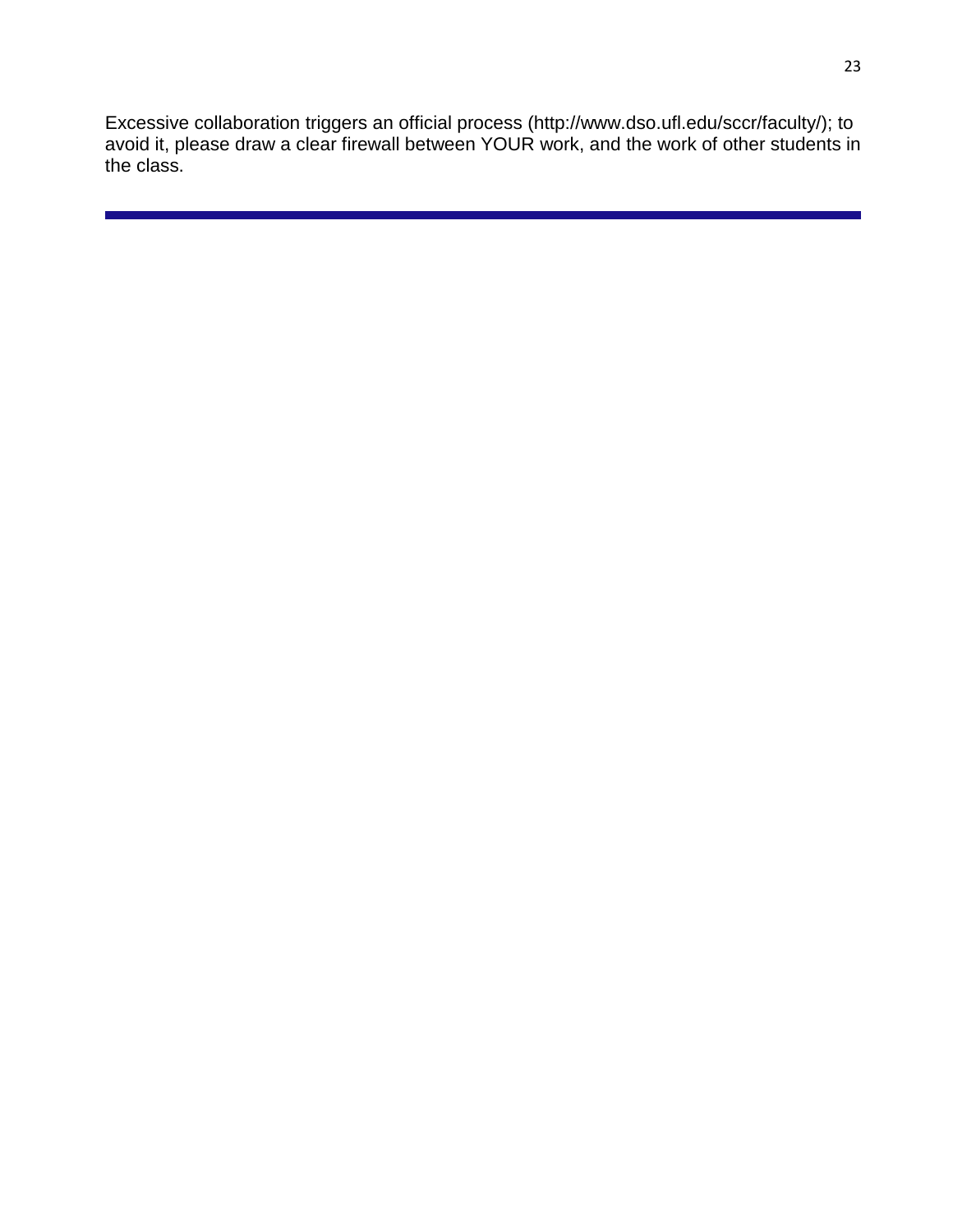Excessive collaboration triggers an official process (http://www.dso.ufl.edu/sccr/faculty/); to avoid it, please draw a clear firewall between YOUR work, and the work of other students in the class.

---